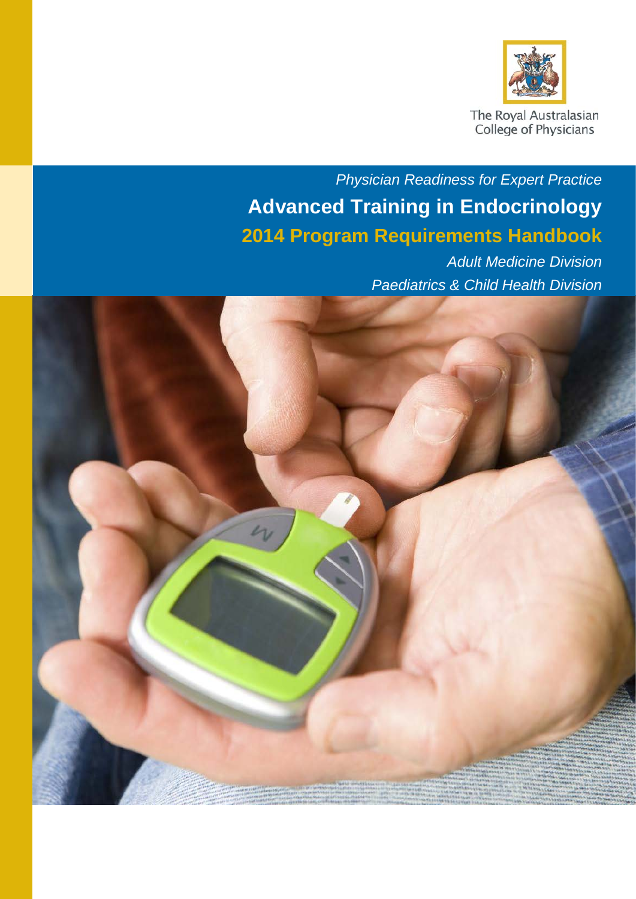The Royal Australasian College of Physicians

*Physician Readiness for Expert Practice*

# Advanced Training in Endocrinology

## 2014 Program Requirements Handbook

*Adult Medicine Division*

*Paediatrics & Child Health Division*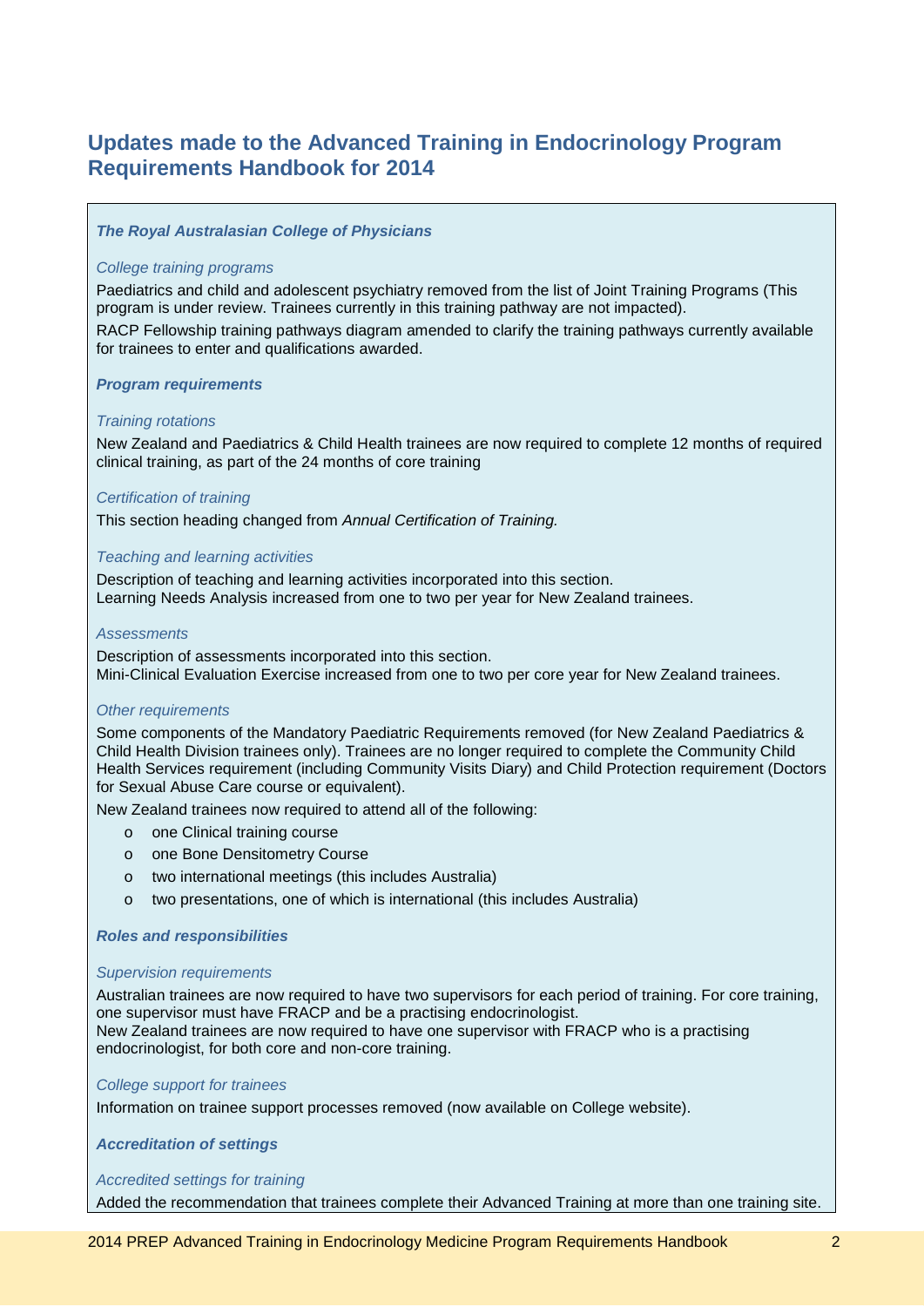# Updates made to the Advanced Training in Endocrinology Program Requirements Handbook for 2014

### *The Royal Australasian College of Physicians*

#### *College training programs*

Paediatrics and child and adolescent psychiatry removed from the list of Joint Training Programs (This program is under review. Trainees currently in this training pathway are not impacted).

RACP Fellowship training pathways diagram amended to clarify the training pathways currently available for trainees to enter and qualifications awarded.

### *Program requirements*

#### *Training rotations*

New Zealand and Paediatrics & Child Health trainees are now required to complete 12 months of required clinical training, as part of the 24 months of core training

#### *Certification of training*

This section heading changed from *Annual Certification of Training.*

#### *Teaching and learning activities*

Description of teaching and learning activities incorporated into this section.
Learning Needs Analysis increased from one to two per year for New Zealand trainees.

#### *Assessments*

Description of assessments incorporated into this section.
Mini-Clinical Evaluation Exercise increased from one to two per core year for New Zealand trainees.

#### *Other requirements*

Some components of the Mandatory Paediatric Requirements removed (for New Zealand Paediatrics & Child Health Division trainees only). Trainees are no longer required to complete the Community Child Health Services requirement (including Community Visits Diary) and Child Protection requirement (Doctors for Sexual Abuse Care course or equivalent).

New Zealand trainees now required to attend all of the following:

- one Clinical training course
- one Bone Densitometry Course
- two international meetings (this includes Australia)
- two presentations, one of which is international (this includes Australia)

### *Roles and responsibilities*

#### *Supervision requirements*

Australian trainees are now required to have two supervisors for each period of training. For core training, one supervisor must have FRACP and be a practising endocrinologist.
New Zealand trainees are now required to have one supervisor with FRACP who is a practising endocrinologist, for both core and non-core training.

#### *College support for trainees*

Information on trainee support processes removed (now available on College website).

### *Accreditation of settings*

#### *Accredited settings for training*

Added the recommendation that trainees complete their Advanced Training at more than one training site.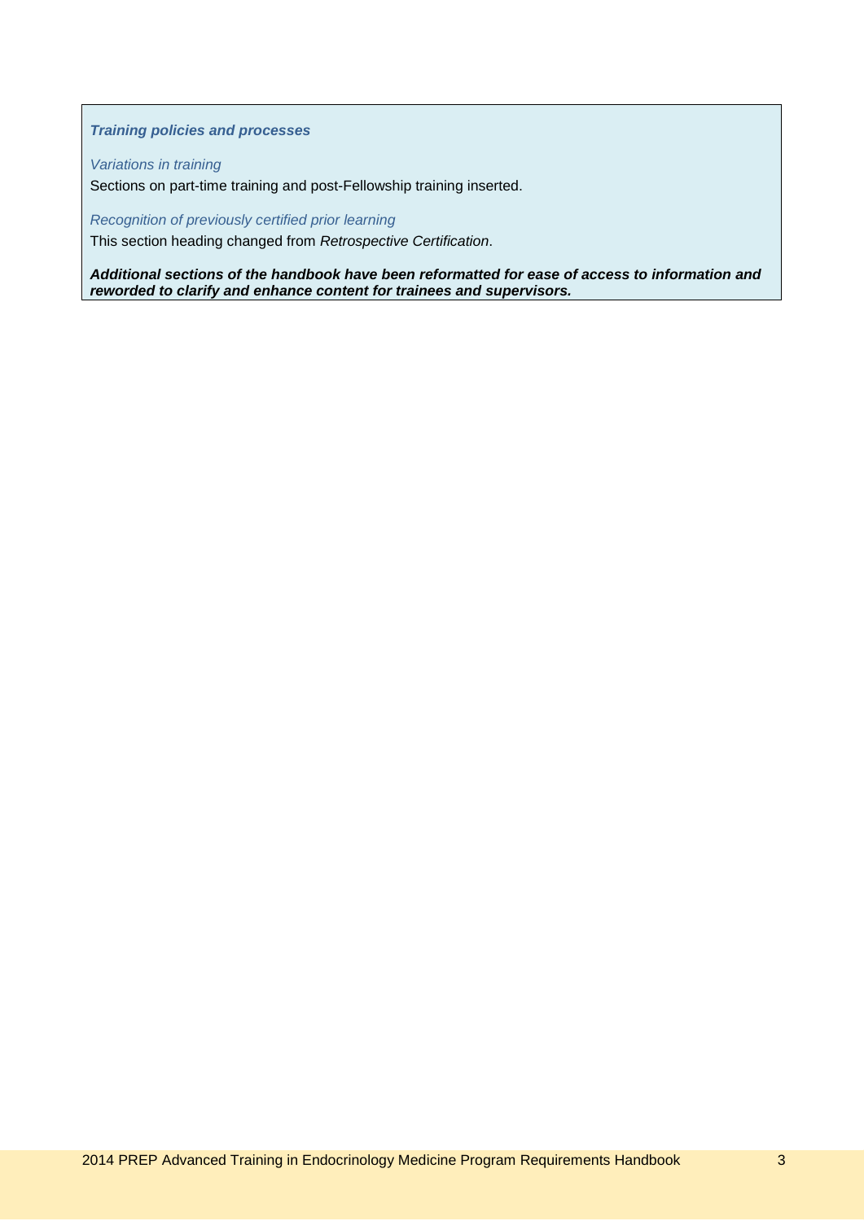***Training policies and processes***

*Variations in training*

Sections on part-time training and post-Fellowship training inserted.

*Recognition of previously certified prior learning*

This section heading changed from *Retrospective Certification*.

***Additional sections of the handbook have been reformatted for ease of access to information and reworded to clarify and enhance content for trainees and supervisors.***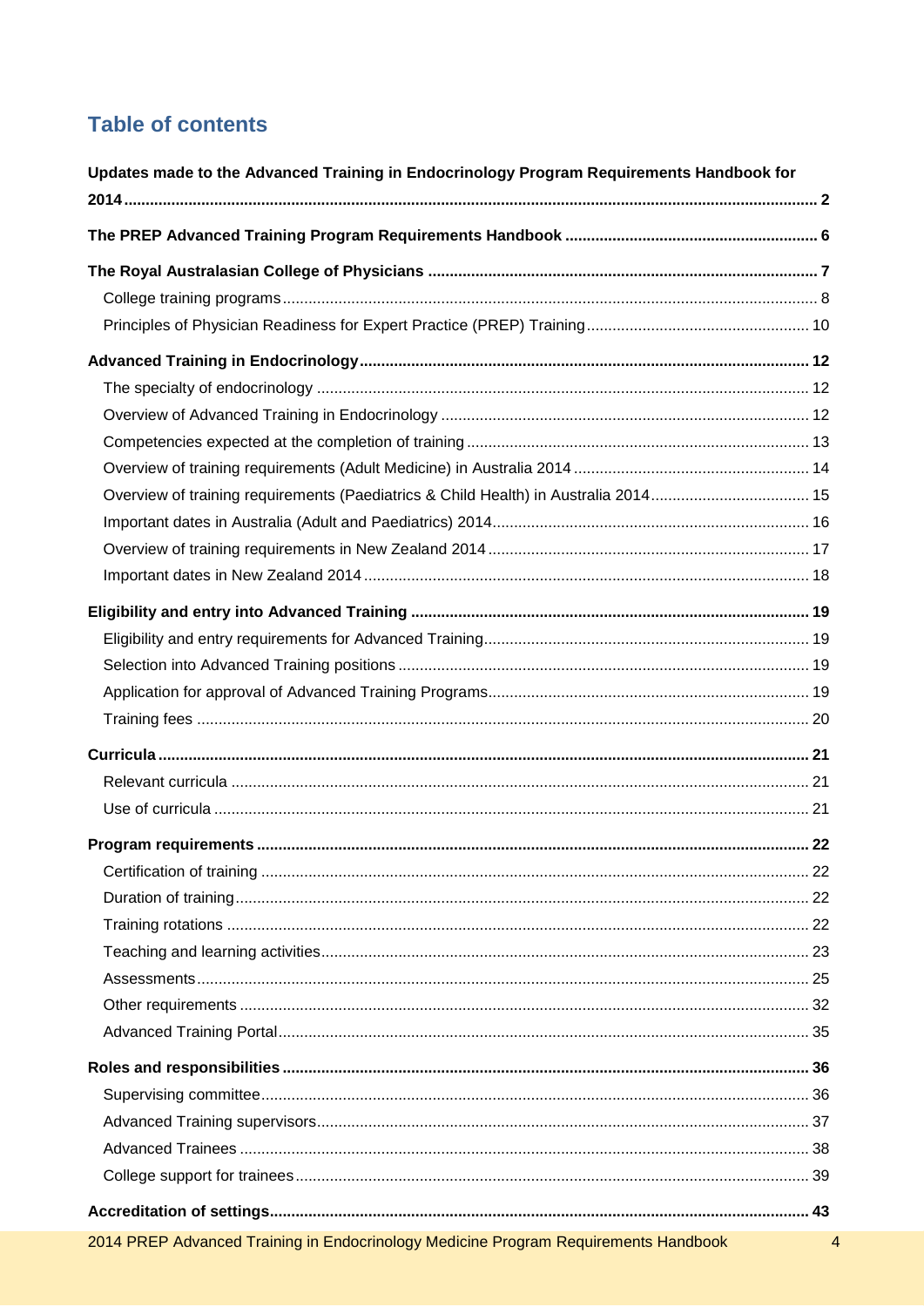# Table of contents

**Updates made to the Advanced Training in Endocrinology Program Requirements Handbook for 2014 .......... 2**

**The PREP Advanced Training Program Requirements Handbook .......... 6**

**The Royal Australasian College of Physicians .......... 7**

- College training programs .......... 8
- Principles of Physician Readiness for Expert Practice (PREP) Training .......... 10

**Advanced Training in Endocrinology .......... 12**

- The specialty of endocrinology .......... 12
- Overview of Advanced Training in Endocrinology .......... 12
- Competencies expected at the completion of training .......... 13
- Overview of training requirements (Adult Medicine) in Australia 2014 .......... 14
- Overview of training requirements (Paediatrics & Child Health) in Australia 2014 .......... 15
- Important dates in Australia (Adult and Paediatrics) 2014 .......... 16
- Overview of training requirements in New Zealand 2014 .......... 17
- Important dates in New Zealand 2014 .......... 18

**Eligibility and entry into Advanced Training .......... 19**

- Eligibility and entry requirements for Advanced Training .......... 19
- Selection into Advanced Training positions .......... 19
- Application for approval of Advanced Training Programs .......... 19
- Training fees .......... 20

**Curricula .......... 21**

- Relevant curricula .......... 21
- Use of curricula .......... 21

**Program requirements .......... 22**

- Certification of training .......... 22
- Duration of training .......... 22
- Training rotations .......... 22
- Teaching and learning activities .......... 23
- Assessments .......... 25
- Other requirements .......... 32
- Advanced Training Portal .......... 35

**Roles and responsibilities .......... 36**

- Supervising committee .......... 36
- Advanced Training supervisors .......... 37
- Advanced Trainees .......... 38
- College support for trainees .......... 39

**Accreditation of settings .......... 43**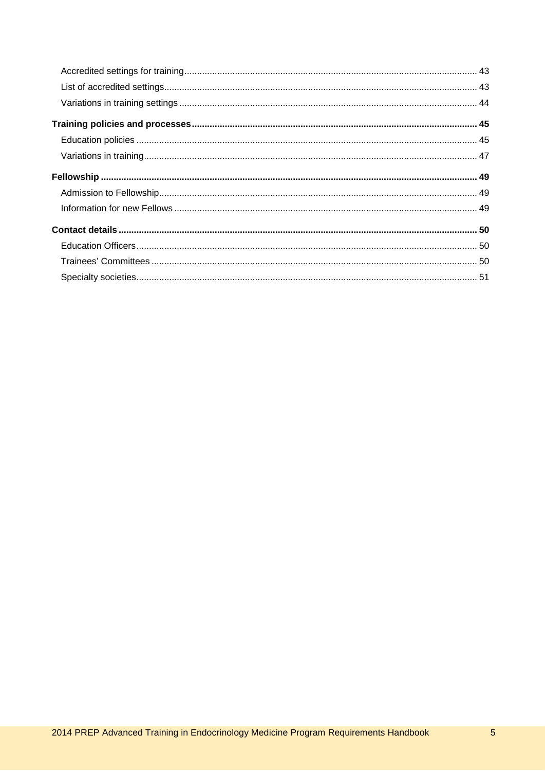Accredited settings for training .......... 43

List of accredited settings .......... 43

Variations in training settings .......... 44

**Training policies and processes .......... 45**

Education policies .......... 45

Variations in training .......... 47

**Fellowship .......... 49**

Admission to Fellowship .......... 49

Information for new Fellows .......... 49

**Contact details .......... 50**

Education Officers .......... 50

Trainees' Committees .......... 50

Specialty societies .......... 51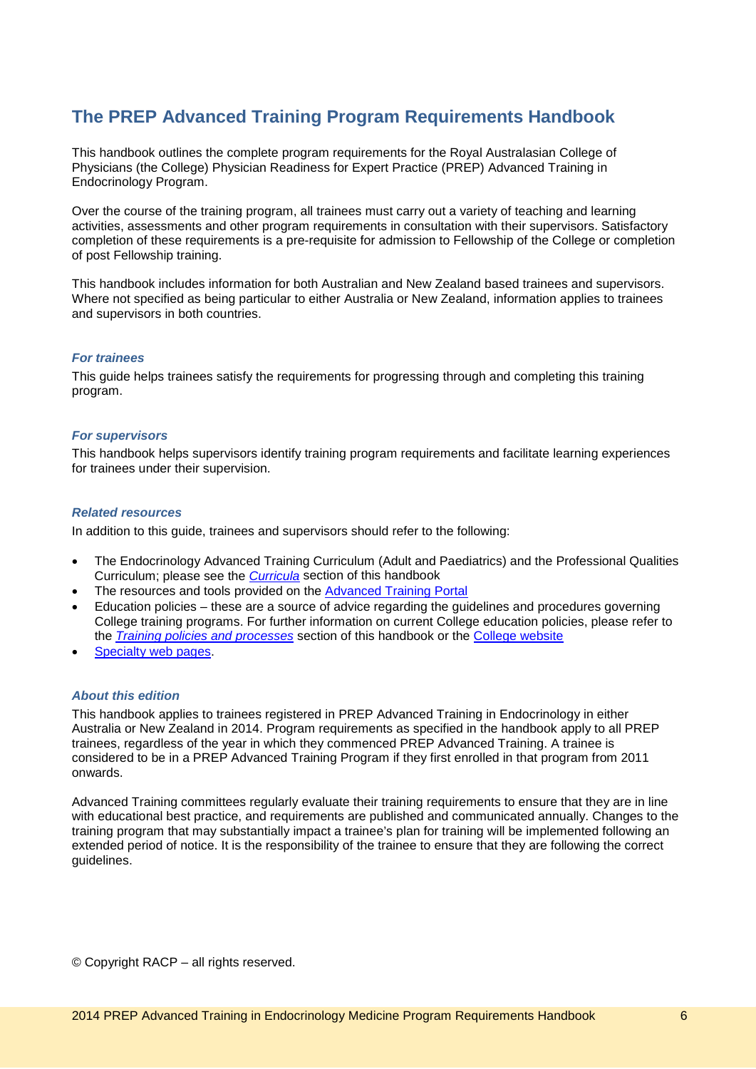# The PREP Advanced Training Program Requirements Handbook

This handbook outlines the complete program requirements for the Royal Australasian College of Physicians (the College) Physician Readiness for Expert Practice (PREP) Advanced Training in Endocrinology Program.

Over the course of the training program, all trainees must carry out a variety of teaching and learning activities, assessments and other program requirements in consultation with their supervisors. Satisfactory completion of these requirements is a pre-requisite for admission to Fellowship of the College or completion of post Fellowship training.

This handbook includes information for both Australian and New Zealand based trainees and supervisors. Where not specified as being particular to either Australia or New Zealand, information applies to trainees and supervisors in both countries.

### *For trainees*

This guide helps trainees satisfy the requirements for progressing through and completing this training program.

### *For supervisors*

This handbook helps supervisors identify training program requirements and facilitate learning experiences for trainees under their supervision.

### *Related resources*

In addition to this guide, trainees and supervisors should refer to the following:

- The Endocrinology Advanced Training Curriculum (Adult and Paediatrics) and the Professional Qualities Curriculum; please see the *Curricula* section of this handbook
- The resources and tools provided on the Advanced Training Portal
- Education policies – these are a source of advice regarding the guidelines and procedures governing College training programs. For further information on current College education policies, please refer to the *Training policies and processes* section of this handbook or the College website
- Specialty web pages.

### *About this edition*

This handbook applies to trainees registered in PREP Advanced Training in Endocrinology in either Australia or New Zealand in 2014. Program requirements as specified in the handbook apply to all PREP trainees, regardless of the year in which they commenced PREP Advanced Training. A trainee is considered to be in a PREP Advanced Training Program if they first enrolled in that program from 2011 onwards.

Advanced Training committees regularly evaluate their training requirements to ensure that they are in line with educational best practice, and requirements are published and communicated annually. Changes to the training program that may substantially impact a trainee's plan for training will be implemented following an extended period of notice. It is the responsibility of the trainee to ensure that they are following the correct guidelines.

© Copyright RACP – all rights reserved.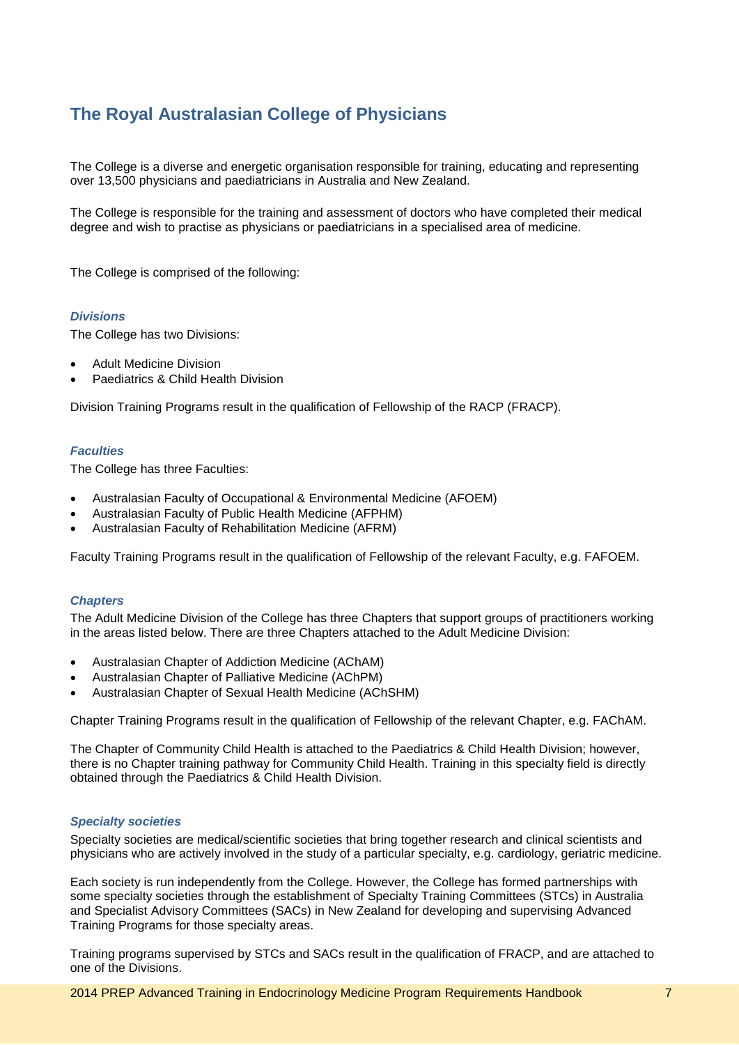## The Royal Australasian College of Physicians

The College is a diverse and energetic organisation responsible for training, educating and representing over 13,500 physicians and paediatricians in Australia and New Zealand.

The College is responsible for the training and assessment of doctors who have completed their medical degree and wish to practise as physicians or paediatricians in a specialised area of medicine.

The College is comprised of the following:

### *Divisions*

The College has two Divisions:

- Adult Medicine Division
- Paediatrics & Child Health Division

Division Training Programs result in the qualification of Fellowship of the RACP (FRACP).

### *Faculties*

The College has three Faculties:

- Australasian Faculty of Occupational & Environmental Medicine (AFOEM)
- Australasian Faculty of Public Health Medicine (AFPHM)
- Australasian Faculty of Rehabilitation Medicine (AFRM)

Faculty Training Programs result in the qualification of Fellowship of the relevant Faculty, e.g. FAFOEM.

### *Chapters*

The Adult Medicine Division of the College has three Chapters that support groups of practitioners working in the areas listed below. There are three Chapters attached to the Adult Medicine Division:

- Australasian Chapter of Addiction Medicine (AChAM)
- Australasian Chapter of Palliative Medicine (AChPM)
- Australasian Chapter of Sexual Health Medicine (AChSHM)

Chapter Training Programs result in the qualification of Fellowship of the relevant Chapter, e.g. FAChAM.

The Chapter of Community Child Health is attached to the Paediatrics & Child Health Division; however, there is no Chapter training pathway for Community Child Health. Training in this specialty field is directly obtained through the Paediatrics & Child Health Division.

### *Specialty societies*

Specialty societies are medical/scientific societies that bring together research and clinical scientists and physicians who are actively involved in the study of a particular specialty, e.g. cardiology, geriatric medicine.

Each society is run independently from the College. However, the College has formed partnerships with some specialty societies through the establishment of Specialty Training Committees (STCs) in Australia and Specialist Advisory Committees (SACs) in New Zealand for developing and supervising Advanced Training Programs for those specialty areas.

Training programs supervised by STCs and SACs result in the qualification of FRACP, and are attached to one of the Divisions.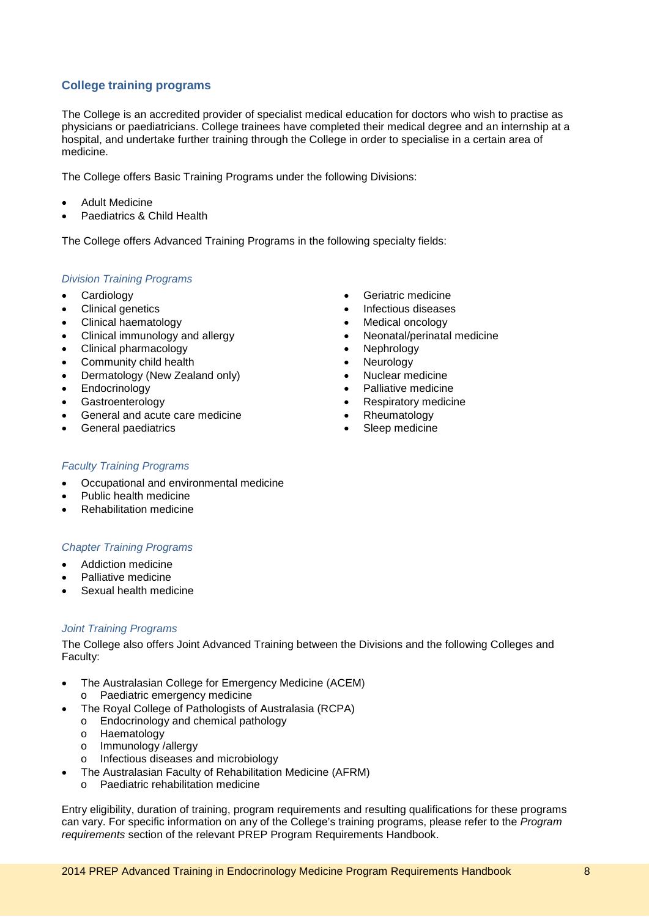## College training programs

The College is an accredited provider of specialist medical education for doctors who wish to practise as physicians or paediatricians. College trainees have completed their medical degree and an internship at a hospital, and undertake further training through the College in order to specialise in a certain area of medicine.

The College offers Basic Training Programs under the following Divisions:

- Adult Medicine
- Paediatrics & Child Health

The College offers Advanced Training Programs in the following specialty fields:

### *Division Training Programs*

- Cardiology
- Clinical genetics
- Clinical haematology
- Clinical immunology and allergy
- Clinical pharmacology
- Community child health
- Dermatology (New Zealand only)
- Endocrinology
- Gastroenterology
- General and acute care medicine
- General paediatrics
- Geriatric medicine
- Infectious diseases
- Medical oncology
- Neonatal/perinatal medicine
- Nephrology
- Neurology
- Nuclear medicine
- Palliative medicine
- Respiratory medicine
- Rheumatology
- Sleep medicine

### *Faculty Training Programs*

- Occupational and environmental medicine
- Public health medicine
- Rehabilitation medicine

### *Chapter Training Programs*

- Addiction medicine
- Palliative medicine
- Sexual health medicine

### *Joint Training Programs*

The College also offers Joint Advanced Training between the Divisions and the following Colleges and Faculty:

- The Australasian College for Emergency Medicine (ACEM)
  - Paediatric emergency medicine
- The Royal College of Pathologists of Australasia (RCPA)
  - Endocrinology and chemical pathology
  - Haematology
  - Immunology /allergy
  - Infectious diseases and microbiology
- The Australasian Faculty of Rehabilitation Medicine (AFRM)
  - Paediatric rehabilitation medicine

Entry eligibility, duration of training, program requirements and resulting qualifications for these programs can vary. For specific information on any of the College's training programs, please refer to the *Program requirements* section of the relevant PREP Program Requirements Handbook.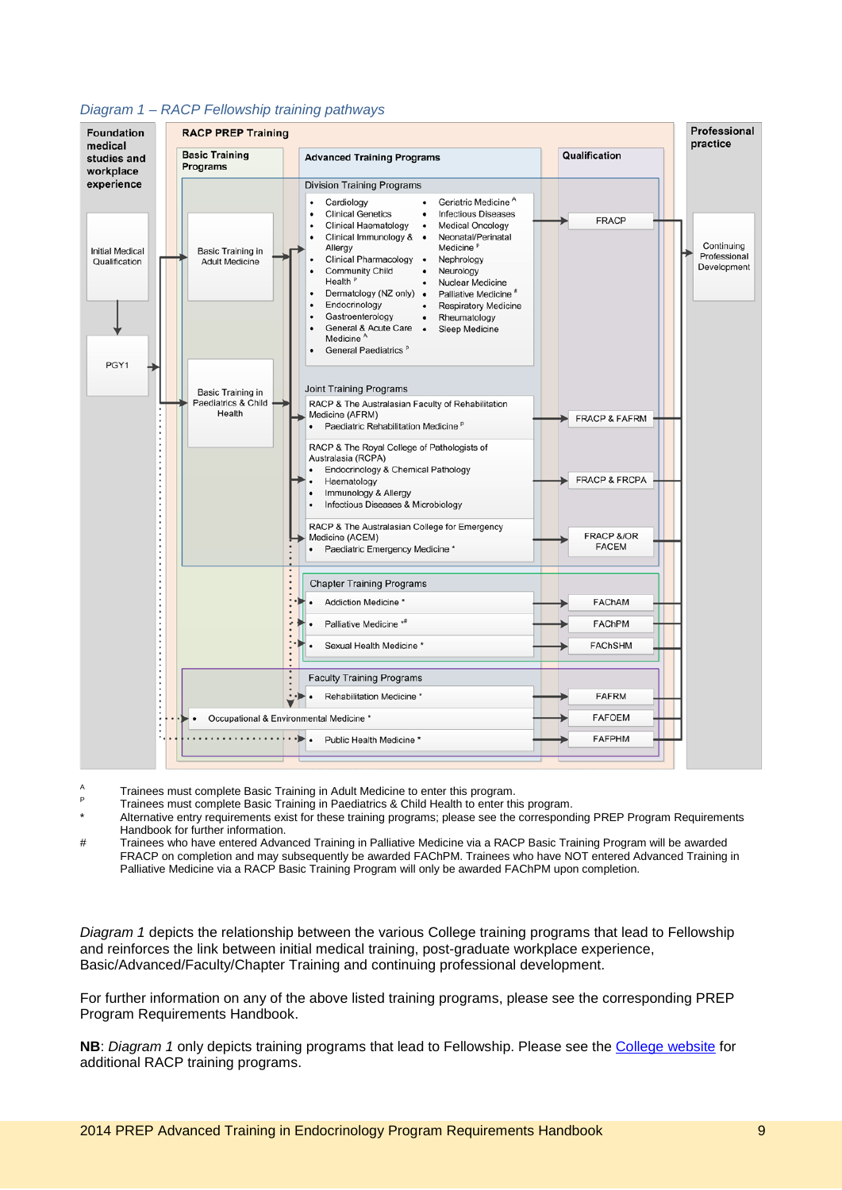*Diagram 1 – RACP Fellowship training pathways*

**Foundation medical studies and workplace experience**

- Initial Medical Qualification
- PGY1

**RACP PREP Training**

**Basic Training Programs**

- Basic Training in Adult Medicine
- Basic Training in Paediatrics & Child Health

**Advanced Training Programs**

Division Training Programs → FRACP

- Cardiology
- Clinical Genetics
- Clinical Haematology
- Clinical Immunology & Allergy
- Clinical Pharmacology
- Community Child Health [P]
- Dermatology (NZ only)
- Endocrinology
- Gastroenterology
- General & Acute Care Medicine [A]
- General Paediatrics [P]
- Geriatric Medicine [A]
- Infectious Diseases
- Medical Oncology
- Neonatal/Perinatal Medicine [P]
- Nephrology
- Neurology
- Nuclear Medicine
- Palliative Medicine [#]
- Respiratory Medicine
- Rheumatology
- Sleep Medicine

Joint Training Programs

- RACP & The Australasian Faculty of Rehabilitation Medicine (AFRM) → FRACP & FAFRM
  - Paediatric Rehabilitation Medicine [P]
- RACP & The Royal College of Pathologists of Australasia (RCPA) → FRACP & FRCPA
  - Endocrinology & Chemical Pathology
  - Haematology
  - Immunology & Allergy
  - Infectious Diseases & Microbiology
- RACP & The Australasian College for Emergency Medicine (ACEM) → FRACP &/OR FACEM
  - Paediatric Emergency Medicine *

Chapter Training Programs

- Addiction Medicine * → FAChAM
- Palliative Medicine *# → FAChPM
- Sexual Health Medicine * → FAChSHM

Faculty Training Programs

- Rehabilitation Medicine * → FAFRM
- Occupational & Environmental Medicine * → FAFOEM
- Public Health Medicine * → FAFPHM

**Qualification**

**Professional practice**

- Continuing Professional Development

A Trainees must complete Basic Training in Adult Medicine to enter this program.

P Trainees must complete Basic Training in Paediatrics & Child Health to enter this program.

\* Alternative entry requirements exist for these training programs; please see the corresponding PREP Program Requirements Handbook for further information.

\# Trainees who have entered Advanced Training in Palliative Medicine via a RACP Basic Training Program will be awarded FRACP on completion and may subsequently be awarded FAChPM. Trainees who have NOT entered Advanced Training in Palliative Medicine via a RACP Basic Training Program will only be awarded FAChPM upon completion.

*Diagram 1* depicts the relationship between the various College training programs that lead to Fellowship and reinforces the link between initial medical training, post-graduate workplace experience, Basic/Advanced/Faculty/Chapter Training and continuing professional development.

For further information on any of the above listed training programs, please see the corresponding PREP Program Requirements Handbook.

**NB**: *Diagram 1* only depicts training programs that lead to Fellowship. Please see the College website for additional RACP training programs.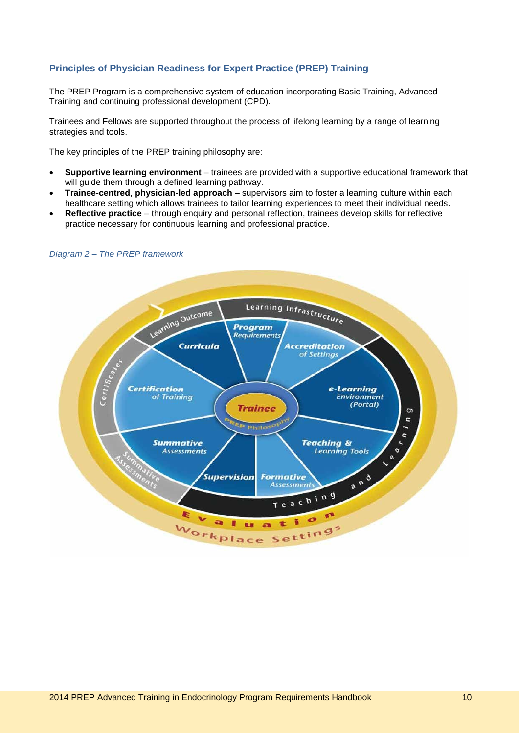## Principles of Physician Readiness for Expert Practice (PREP) Training

The PREP Program is a comprehensive system of education incorporating Basic Training, Advanced Training and continuing professional development (CPD).

Trainees and Fellows are supported throughout the process of lifelong learning by a range of learning strategies and tools.

The key principles of the PREP training philosophy are:

- **Supportive learning environment** – trainees are provided with a supportive educational framework that will guide them through a defined learning pathway.
- **Trainee-centred**, **physician-led approach** – supervisors aim to foster a learning culture within each healthcare setting which allows trainees to tailor learning experiences to meet their individual needs.
- **Reflective practice** – through enquiry and personal reflection, trainees develop skills for reflective practice necessary for continuous learning and professional practice.

*Diagram 2 – The PREP framework*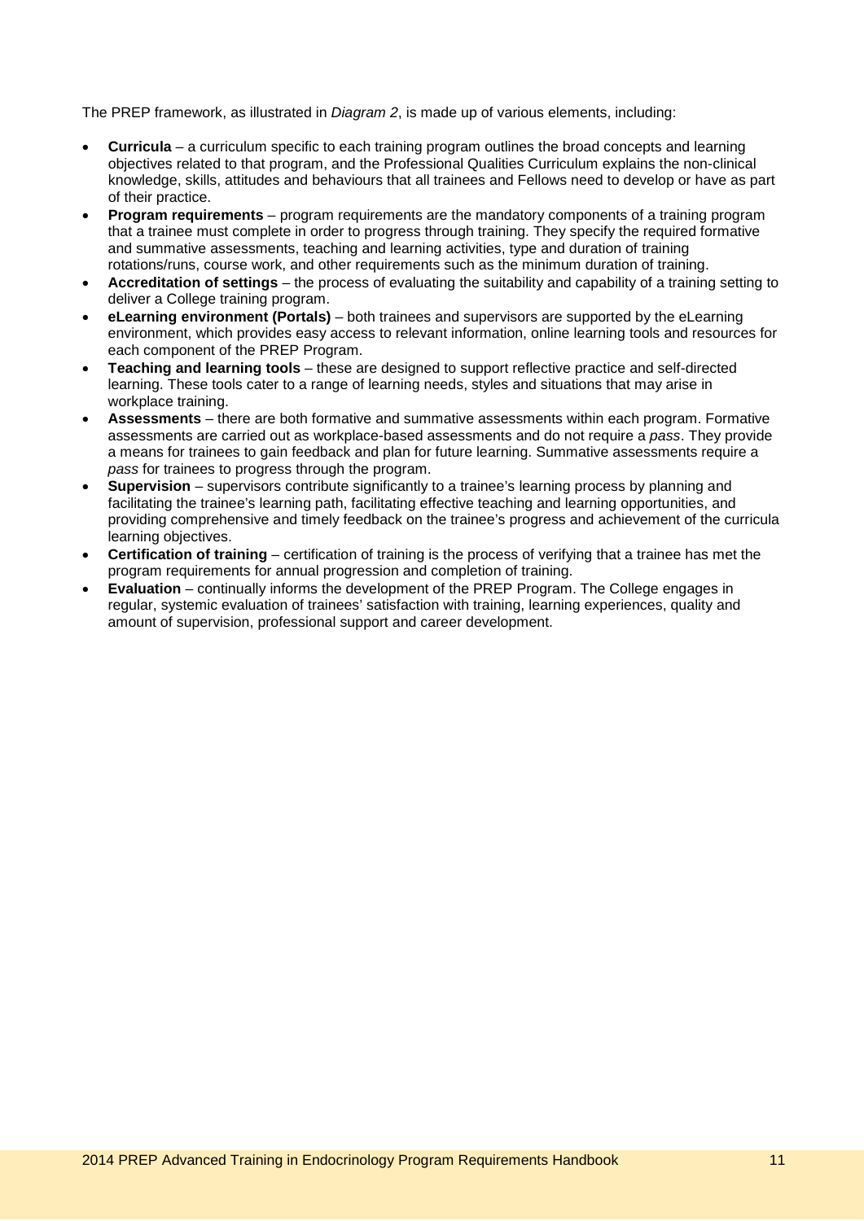The PREP framework, as illustrated in *Diagram 2*, is made up of various elements, including:

- **Curricula** – a curriculum specific to each training program outlines the broad concepts and learning objectives related to that program, and the Professional Qualities Curriculum explains the non-clinical knowledge, skills, attitudes and behaviours that all trainees and Fellows need to develop or have as part of their practice.
- **Program requirements** – program requirements are the mandatory components of a training program that a trainee must complete in order to progress through training. They specify the required formative and summative assessments, teaching and learning activities, type and duration of training rotations/runs, course work, and other requirements such as the minimum duration of training.
- **Accreditation of settings** – the process of evaluating the suitability and capability of a training setting to deliver a College training program.
- **eLearning environment (Portals)** – both trainees and supervisors are supported by the eLearning environment, which provides easy access to relevant information, online learning tools and resources for each component of the PREP Program.
- **Teaching and learning tools** – these are designed to support reflective practice and self-directed learning. These tools cater to a range of learning needs, styles and situations that may arise in workplace training.
- **Assessments** – there are both formative and summative assessments within each program. Formative assessments are carried out as workplace-based assessments and do not require a *pass*. They provide a means for trainees to gain feedback and plan for future learning. Summative assessments require a *pass* for trainees to progress through the program.
- **Supervision** – supervisors contribute significantly to a trainee's learning process by planning and facilitating the trainee's learning path, facilitating effective teaching and learning opportunities, and providing comprehensive and timely feedback on the trainee's progress and achievement of the curricula learning objectives.
- **Certification of training** – certification of training is the process of verifying that a trainee has met the program requirements for annual progression and completion of training.
- **Evaluation** – continually informs the development of the PREP Program. The College engages in regular, systemic evaluation of trainees' satisfaction with training, learning experiences, quality and amount of supervision, professional support and career development.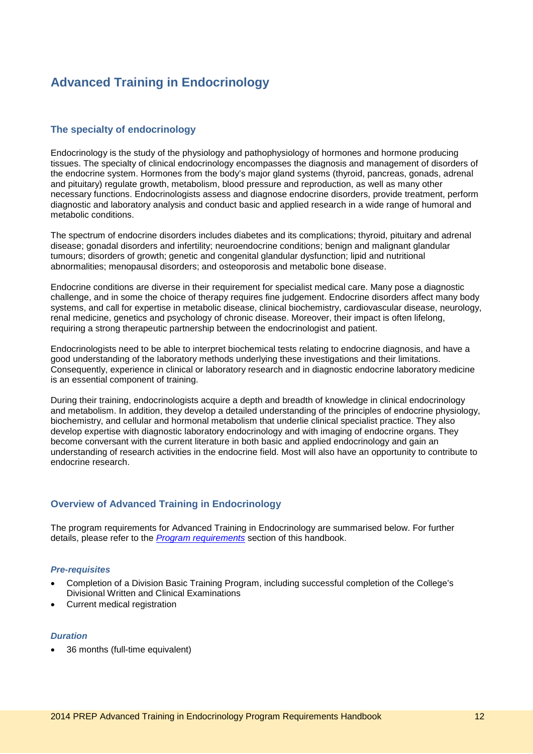# Advanced Training in Endocrinology

## The specialty of endocrinology

Endocrinology is the study of the physiology and pathophysiology of hormones and hormone producing tissues. The specialty of clinical endocrinology encompasses the diagnosis and management of disorders of the endocrine system. Hormones from the body's major gland systems (thyroid, pancreas, gonads, adrenal and pituitary) regulate growth, metabolism, blood pressure and reproduction, as well as many other necessary functions. Endocrinologists assess and diagnose endocrine disorders, provide treatment, perform diagnostic and laboratory analysis and conduct basic and applied research in a wide range of humoral and metabolic conditions.

The spectrum of endocrine disorders includes diabetes and its complications; thyroid, pituitary and adrenal disease; gonadal disorders and infertility; neuroendocrine conditions; benign and malignant glandular tumours; disorders of growth; genetic and congenital glandular dysfunction; lipid and nutritional abnormalities; menopausal disorders; and osteoporosis and metabolic bone disease.

Endocrine conditions are diverse in their requirement for specialist medical care. Many pose a diagnostic challenge, and in some the choice of therapy requires fine judgement. Endocrine disorders affect many body systems, and call for expertise in metabolic disease, clinical biochemistry, cardiovascular disease, neurology, renal medicine, genetics and psychology of chronic disease. Moreover, their impact is often lifelong, requiring a strong therapeutic partnership between the endocrinologist and patient.

Endocrinologists need to be able to interpret biochemical tests relating to endocrine diagnosis, and have a good understanding of the laboratory methods underlying these investigations and their limitations. Consequently, experience in clinical or laboratory research and in diagnostic endocrine laboratory medicine is an essential component of training.

During their training, endocrinologists acquire a depth and breadth of knowledge in clinical endocrinology and metabolism. In addition, they develop a detailed understanding of the principles of endocrine physiology, biochemistry, and cellular and hormonal metabolism that underlie clinical specialist practice. They also develop expertise with diagnostic laboratory endocrinology and with imaging of endocrine organs. They become conversant with the current literature in both basic and applied endocrinology and gain an understanding of research activities in the endocrine field. Most will also have an opportunity to contribute to endocrine research.

## Overview of Advanced Training in Endocrinology

The program requirements for Advanced Training in Endocrinology are summarised below. For further details, please refer to the *Program requirements* section of this handbook.

### *Pre-requisites*

- Completion of a Division Basic Training Program, including successful completion of the College's Divisional Written and Clinical Examinations
- Current medical registration

### *Duration*

- 36 months (full-time equivalent)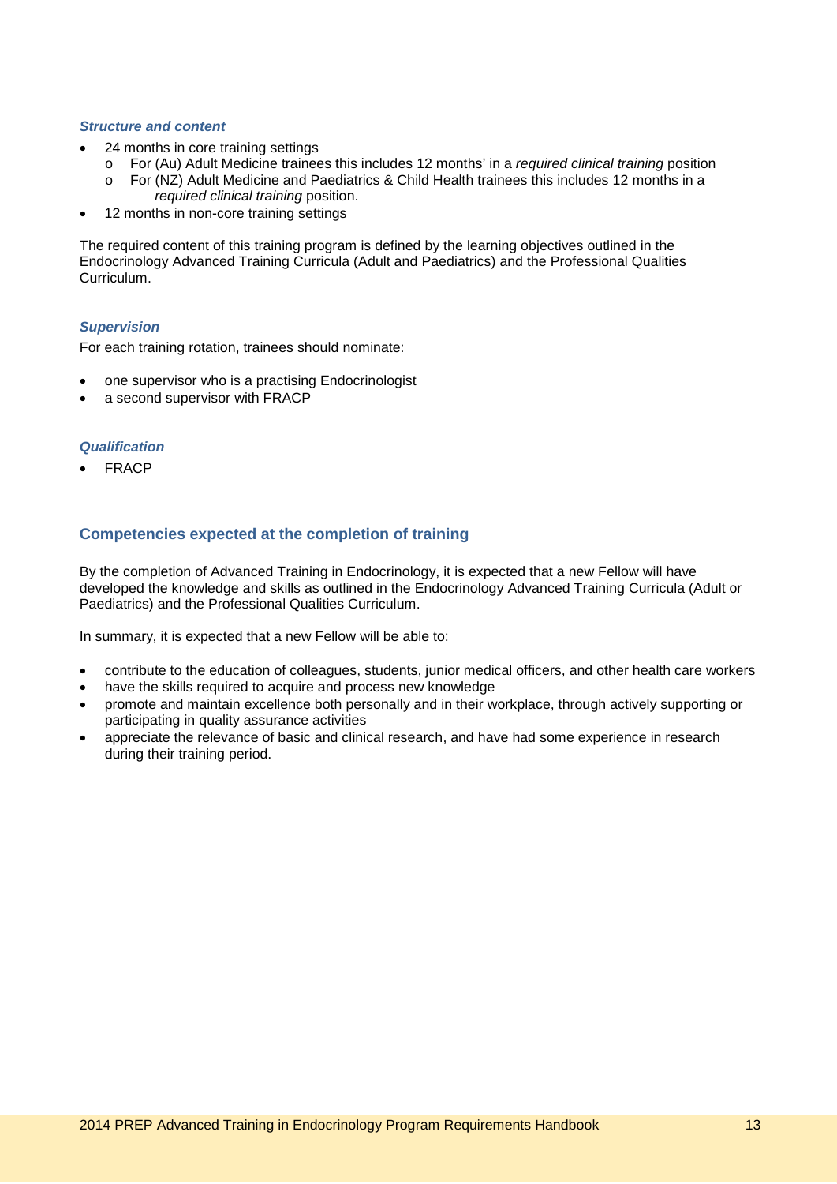### *Structure and content*

- 24 months in core training settings
  - For (Au) Adult Medicine trainees this includes 12 months' in a *required clinical training* position
  - For (NZ) Adult Medicine and Paediatrics & Child Health trainees this includes 12 months in a *required clinical training* position.
- 12 months in non-core training settings

The required content of this training program is defined by the learning objectives outlined in the Endocrinology Advanced Training Curricula (Adult and Paediatrics) and the Professional Qualities Curriculum.

### *Supervision*

For each training rotation, trainees should nominate:

- one supervisor who is a practising Endocrinologist
- a second supervisor with FRACP

### *Qualification*

- FRACP

## Competencies expected at the completion of training

By the completion of Advanced Training in Endocrinology, it is expected that a new Fellow will have developed the knowledge and skills as outlined in the Endocrinology Advanced Training Curricula (Adult or Paediatrics) and the Professional Qualities Curriculum.

In summary, it is expected that a new Fellow will be able to:

- contribute to the education of colleagues, students, junior medical officers, and other health care workers
- have the skills required to acquire and process new knowledge
- promote and maintain excellence both personally and in their workplace, through actively supporting or participating in quality assurance activities
- appreciate the relevance of basic and clinical research, and have had some experience in research during their training period.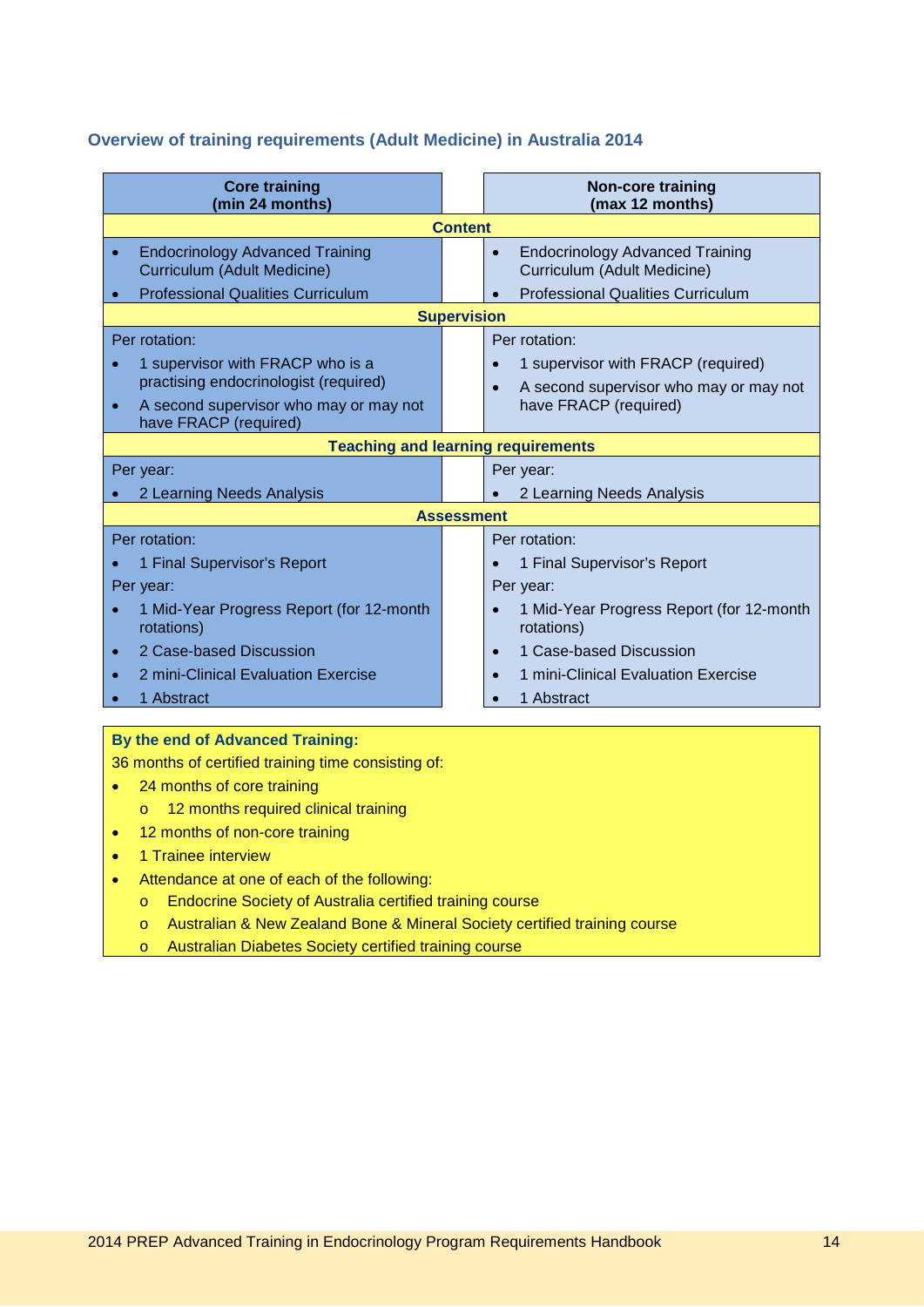### Overview of training requirements (Adult Medicine) in Australia 2014

| Core training (min 24 months) | Non-core training (max 12 months) |
|---|---|
| **Content** | |
| • Endocrinology Advanced Training Curriculum (Adult Medicine)<br>• Professional Qualities Curriculum | • Endocrinology Advanced Training Curriculum (Adult Medicine)<br>• Professional Qualities Curriculum |
| **Supervision** | |
| Per rotation:<br>• 1 supervisor with FRACP who is a practising endocrinologist (required)<br>• A second supervisor who may or may not have FRACP (required) | Per rotation:<br>• 1 supervisor with FRACP (required)<br>• A second supervisor who may or may not have FRACP (required) |
| **Teaching and learning requirements** | |
| Per year:<br>• 2 Learning Needs Analysis | Per year:<br>• 2 Learning Needs Analysis |
| **Assessment** | |
| Per rotation:<br>• 1 Final Supervisor's Report<br>Per year:<br>• 1 Mid-Year Progress Report (for 12-month rotations)<br>• 2 Case-based Discussion<br>• 2 mini-Clinical Evaluation Exercise<br>• 1 Abstract | Per rotation:<br>• 1 Final Supervisor's Report<br>Per year:<br>• 1 Mid-Year Progress Report (for 12-month rotations)<br>• 1 Case-based Discussion<br>• 1 mini-Clinical Evaluation Exercise<br>• 1 Abstract |

**By the end of Advanced Training:**

36 months of certified training time consisting of:

- 24 months of core training
  - 12 months required clinical training
- 12 months of non-core training
- 1 Trainee interview
- Attendance at one of each of the following:
  - Endocrine Society of Australia certified training course
  - Australian & New Zealand Bone & Mineral Society certified training course
  - Australian Diabetes Society certified training course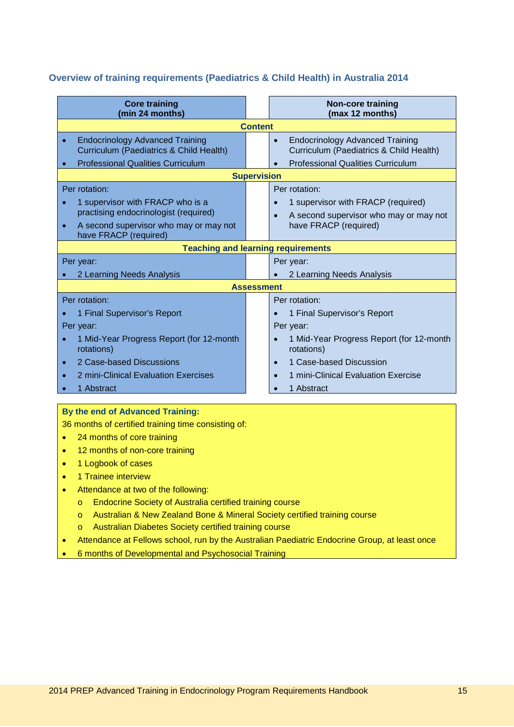### Overview of training requirements (Paediatrics & Child Health) in Australia 2014

| Core training (min 24 months) | Non-core training (max 12 months) |
|---|---|
| **Content** | |
| • Endocrinology Advanced Training Curriculum (Paediatrics & Child Health)<br>• Professional Qualities Curriculum | • Endocrinology Advanced Training Curriculum (Paediatrics & Child Health)<br>• Professional Qualities Curriculum |
| **Supervision** | |
| Per rotation:<br>• 1 supervisor with FRACP who is a practising endocrinologist (required)<br>• A second supervisor who may or may not have FRACP (required) | Per rotation:<br>• 1 supervisor with FRACP (required)<br>• A second supervisor who may or may not have FRACP (required) |
| **Teaching and learning requirements** | |
| Per year:<br>• 2 Learning Needs Analysis | Per year:<br>• 2 Learning Needs Analysis |
| **Assessment** | |
| Per rotation:<br>• 1 Final Supervisor's Report<br>Per year:<br>• 1 Mid-Year Progress Report (for 12-month rotations)<br>• 2 Case-based Discussions<br>• 2 mini-Clinical Evaluation Exercises<br>• 1 Abstract | Per rotation:<br>• 1 Final Supervisor's Report<br>Per year:<br>• 1 Mid-Year Progress Report (for 12-month rotations)<br>• 1 Case-based Discussion<br>• 1 mini-Clinical Evaluation Exercise<br>• 1 Abstract |

**By the end of Advanced Training:**

36 months of certified training time consisting of:

- 24 months of core training
- 12 months of non-core training
- 1 Logbook of cases
- 1 Trainee interview
- Attendance at two of the following:
  - Endocrine Society of Australia certified training course
  - Australian & New Zealand Bone & Mineral Society certified training course
  - Australian Diabetes Society certified training course
- Attendance at Fellows school, run by the Australian Paediatric Endocrine Group, at least once
- 6 months of Developmental and Psychosocial Training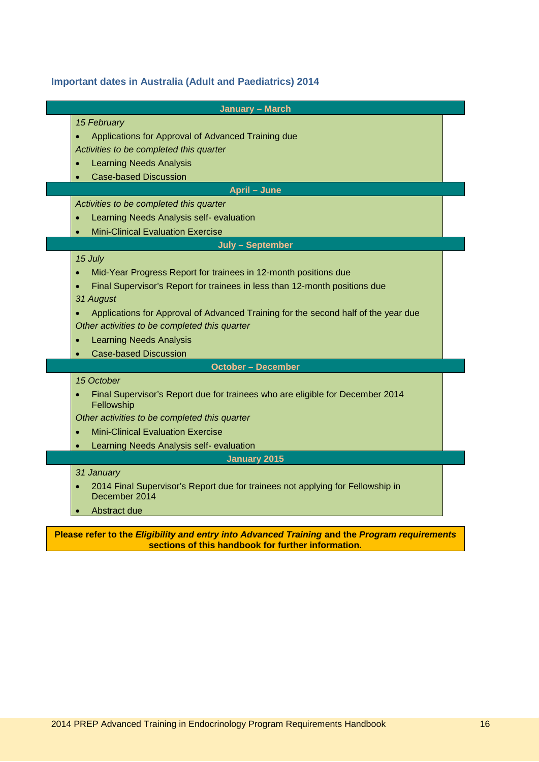## Important dates in Australia (Adult and Paediatrics) 2014

**January – March**

*15 February*

- Applications for Approval of Advanced Training due

*Activities to be completed this quarter*

- Learning Needs Analysis
- Case-based Discussion

**April – June**

*Activities to be completed this quarter*

- Learning Needs Analysis self- evaluation
- Mini-Clinical Evaluation Exercise

**July – September**

*15 July*

- Mid-Year Progress Report for trainees in 12-month positions due
- Final Supervisor's Report for trainees in less than 12-month positions due

*31 August*

- Applications for Approval of Advanced Training for the second half of the year due

*Other activities to be completed this quarter*

- Learning Needs Analysis
- Case-based Discussion

**October – December**

*15 October*

- Final Supervisor's Report due for trainees who are eligible for December 2014 Fellowship

*Other activities to be completed this quarter*

- Mini-Clinical Evaluation Exercise
- Learning Needs Analysis self- evaluation

**January 2015**

*31 January*

- 2014 Final Supervisor's Report due for trainees not applying for Fellowship in December 2014
- Abstract due

**Please refer to the *Eligibility and entry into Advanced Training* and the *Program requirements* sections of this handbook for further information.**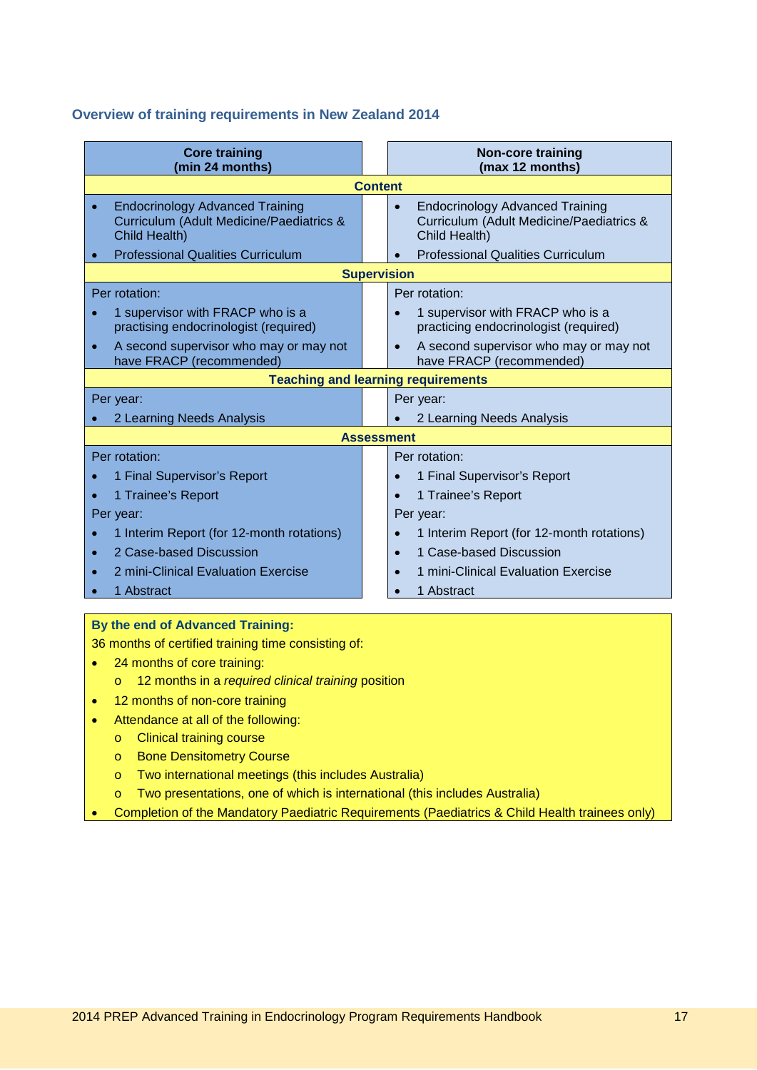## Overview of training requirements in New Zealand 2014

| Core training (min 24 months) | Non-core training (max 12 months) |
|---|---|
| **Content** | |
| • Endocrinology Advanced Training Curriculum (Adult Medicine/Paediatrics & Child Health)<br>• Professional Qualities Curriculum | • Endocrinology Advanced Training Curriculum (Adult Medicine/Paediatrics & Child Health)<br>• Professional Qualities Curriculum |
| **Supervision** | |
| Per rotation:<br>• 1 supervisor with FRACP who is a practising endocrinologist (required)<br>• A second supervisor who may or may not have FRACP (recommended) | Per rotation:<br>• 1 supervisor with FRACP who is a practicing endocrinologist (required)<br>• A second supervisor who may or may not have FRACP (recommended) |
| **Teaching and learning requirements** | |
| Per year:<br>• 2 Learning Needs Analysis | Per year:<br>• 2 Learning Needs Analysis |
| **Assessment** | |
| Per rotation:<br>• 1 Final Supervisor's Report<br>• 1 Trainee's Report<br>Per year:<br>• 1 Interim Report (for 12-month rotations)<br>• 2 Case-based Discussion<br>• 2 mini-Clinical Evaluation Exercise<br>• 1 Abstract | Per rotation:<br>• 1 Final Supervisor's Report<br>• 1 Trainee's Report<br>Per year:<br>• 1 Interim Report (for 12-month rotations)<br>• 1 Case-based Discussion<br>• 1 mini-Clinical Evaluation Exercise<br>• 1 Abstract |

**By the end of Advanced Training:**

36 months of certified training time consisting of:

- 24 months of core training:
  - 12 months in a *required clinical training* position
- 12 months of non-core training
- Attendance at all of the following:
  - Clinical training course
  - Bone Densitometry Course
  - Two international meetings (this includes Australia)
  - Two presentations, one of which is international (this includes Australia)
- Completion of the Mandatory Paediatric Requirements (Paediatrics & Child Health trainees only)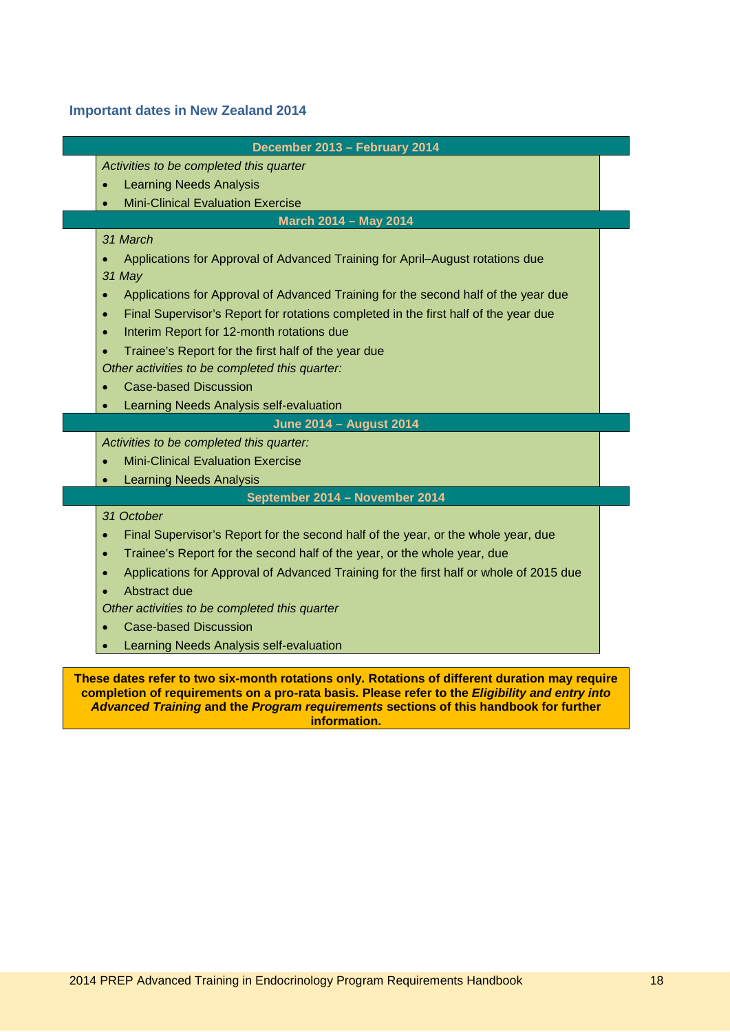### Important dates in New Zealand 2014

**December 2013 – February 2014**

*Activities to be completed this quarter*

- Learning Needs Analysis
- Mini-Clinical Evaluation Exercise

**March 2014 – May 2014**

*31 March*

- Applications for Approval of Advanced Training for April–August rotations due

*31 May*

- Applications for Approval of Advanced Training for the second half of the year due
- Final Supervisor's Report for rotations completed in the first half of the year due
- Interim Report for 12-month rotations due
- Trainee's Report for the first half of the year due

*Other activities to be completed this quarter:*

- Case-based Discussion
- Learning Needs Analysis self-evaluation

**June 2014 – August 2014**

*Activities to be completed this quarter:*

- Mini-Clinical Evaluation Exercise
- Learning Needs Analysis

**September 2014 – November 2014**

*31 October*

- Final Supervisor's Report for the second half of the year, or the whole year, due
- Trainee's Report for the second half of the year, or the whole year, due
- Applications for Approval of Advanced Training for the first half or whole of 2015 due
- Abstract due

*Other activities to be completed this quarter*

- Case-based Discussion
- Learning Needs Analysis self-evaluation

**These dates refer to two six-month rotations only. Rotations of different duration may require completion of requirements on a pro-rata basis. Please refer to the *Eligibility and entry into Advanced Training* and the *Program requirements* sections of this handbook for further information.**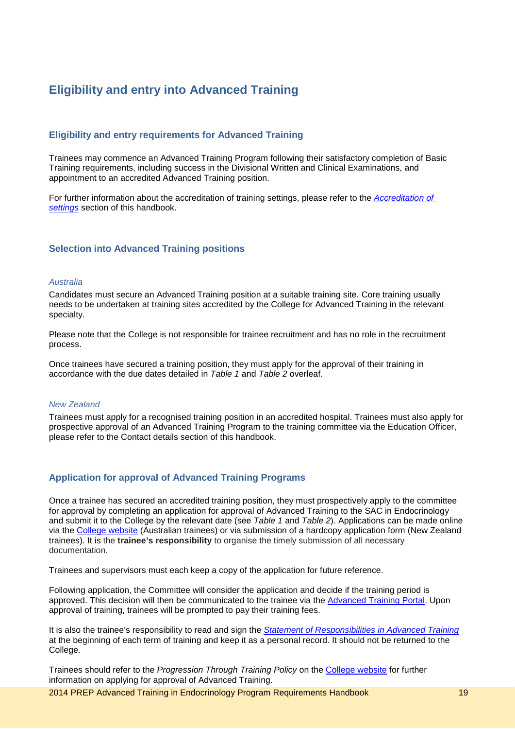# Eligibility and entry into Advanced Training

## Eligibility and entry requirements for Advanced Training

Trainees may commence an Advanced Training Program following their satisfactory completion of Basic Training requirements, including success in the Divisional Written and Clinical Examinations, and appointment to an accredited Advanced Training position.

For further information about the accreditation of training settings, please refer to the *Accreditation of settings* section of this handbook.

## Selection into Advanced Training positions

*Australia*

Candidates must secure an Advanced Training position at a suitable training site. Core training usually needs to be undertaken at training sites accredited by the College for Advanced Training in the relevant specialty.

Please note that the College is not responsible for trainee recruitment and has no role in the recruitment process.

Once trainees have secured a training position, they must apply for the approval of their training in accordance with the due dates detailed in *Table 1* and *Table 2* overleaf.

*New Zealand*

Trainees must apply for a recognised training position in an accredited hospital. Trainees must also apply for prospective approval of an Advanced Training Program to the training committee via the Education Officer, please refer to the Contact details section of this handbook.

## Application for approval of Advanced Training Programs

Once a trainee has secured an accredited training position, they must prospectively apply to the committee for approval by completing an application for approval of Advanced Training to the SAC in Endocrinology and submit it to the College by the relevant date (see *Table 1* and *Table 2*). Applications can be made online via the College website (Australian trainees) or via submission of a hardcopy application form (New Zealand trainees). It is the **trainee's responsibility** to organise the timely submission of all necessary documentation.

Trainees and supervisors must each keep a copy of the application for future reference.

Following application, the Committee will consider the application and decide if the training period is approved. This decision will then be communicated to the trainee via the Advanced Training Portal. Upon approval of training, trainees will be prompted to pay their training fees.

It is also the trainee's responsibility to read and sign the *Statement of Responsibilities in Advanced Training* at the beginning of each term of training and keep it as a personal record. It should not be returned to the College.

Trainees should refer to the *Progression Through Training Policy* on the College website for further information on applying for approval of Advanced Training.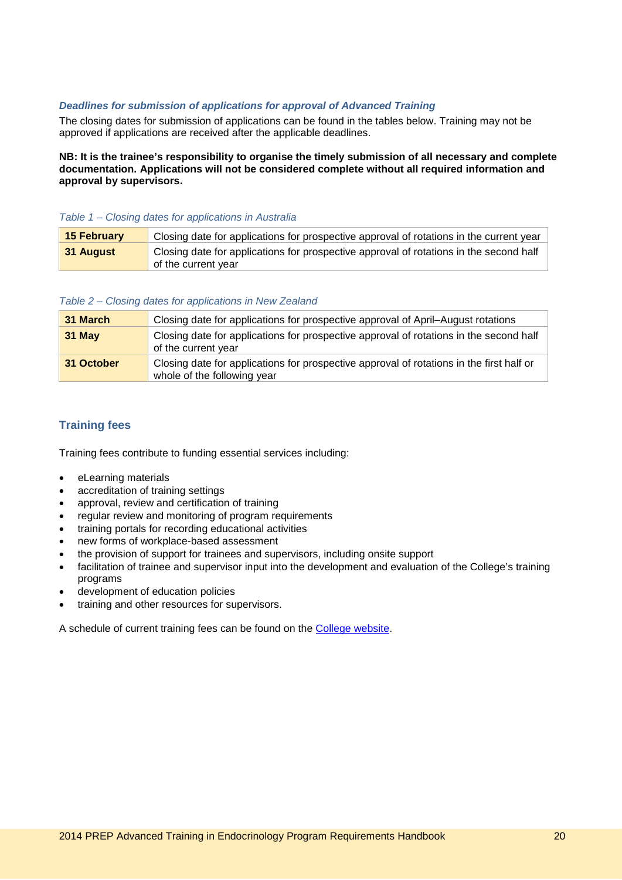### *Deadlines for submission of applications for approval of Advanced Training*

The closing dates for submission of applications can be found in the tables below. Training may not be approved if applications are received after the applicable deadlines.

**NB: It is the trainee's responsibility to organise the timely submission of all necessary and complete documentation. Applications will not be considered complete without all required information and approval by supervisors.**

*Table 1 – Closing dates for applications in Australia*

| | |
|---|---|
| **15 February** | Closing date for applications for prospective approval of rotations in the current year |
| **31 August** | Closing date for applications for prospective approval of rotations in the second half of the current year |

*Table 2 – Closing dates for applications in New Zealand*

| | |
|---|---|
| **31 March** | Closing date for applications for prospective approval of April–August rotations |
| **31 May** | Closing date for applications for prospective approval of rotations in the second half of the current year |
| **31 October** | Closing date for applications for prospective approval of rotations in the first half or whole of the following year |

## Training fees

Training fees contribute to funding essential services including:

- eLearning materials
- accreditation of training settings
- approval, review and certification of training
- regular review and monitoring of program requirements
- training portals for recording educational activities
- new forms of workplace-based assessment
- the provision of support for trainees and supervisors, including onsite support
- facilitation of trainee and supervisor input into the development and evaluation of the College's training programs
- development of education policies
- training and other resources for supervisors.

A schedule of current training fees can be found on the College website.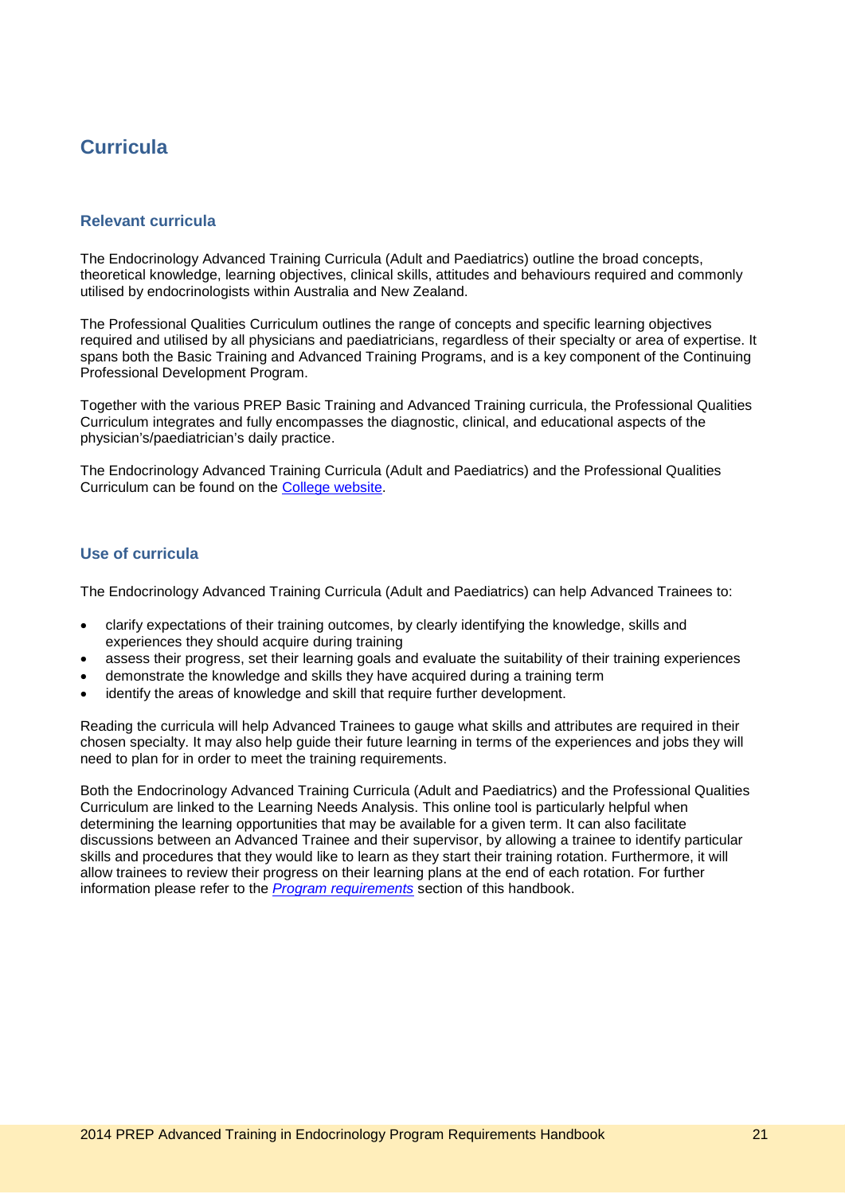# Curricula

## Relevant curricula

The Endocrinology Advanced Training Curricula (Adult and Paediatrics) outline the broad concepts, theoretical knowledge, learning objectives, clinical skills, attitudes and behaviours required and commonly utilised by endocrinologists within Australia and New Zealand.

The Professional Qualities Curriculum outlines the range of concepts and specific learning objectives required and utilised by all physicians and paediatricians, regardless of their specialty or area of expertise. It spans both the Basic Training and Advanced Training Programs, and is a key component of the Continuing Professional Development Program.

Together with the various PREP Basic Training and Advanced Training curricula, the Professional Qualities Curriculum integrates and fully encompasses the diagnostic, clinical, and educational aspects of the physician's/paediatrician's daily practice.

The Endocrinology Advanced Training Curricula (Adult and Paediatrics) and the Professional Qualities Curriculum can be found on the College website.

## Use of curricula

The Endocrinology Advanced Training Curricula (Adult and Paediatrics) can help Advanced Trainees to:

- clarify expectations of their training outcomes, by clearly identifying the knowledge, skills and experiences they should acquire during training
- assess their progress, set their learning goals and evaluate the suitability of their training experiences
- demonstrate the knowledge and skills they have acquired during a training term
- identify the areas of knowledge and skill that require further development.

Reading the curricula will help Advanced Trainees to gauge what skills and attributes are required in their chosen specialty. It may also help guide their future learning in terms of the experiences and jobs they will need to plan for in order to meet the training requirements.

Both the Endocrinology Advanced Training Curricula (Adult and Paediatrics) and the Professional Qualities Curriculum are linked to the Learning Needs Analysis. This online tool is particularly helpful when determining the learning opportunities that may be available for a given term. It can also facilitate discussions between an Advanced Trainee and their supervisor, by allowing a trainee to identify particular skills and procedures that they would like to learn as they start their training rotation. Furthermore, it will allow trainees to review their progress on their learning plans at the end of each rotation. For further information please refer to the *Program requirements* section of this handbook.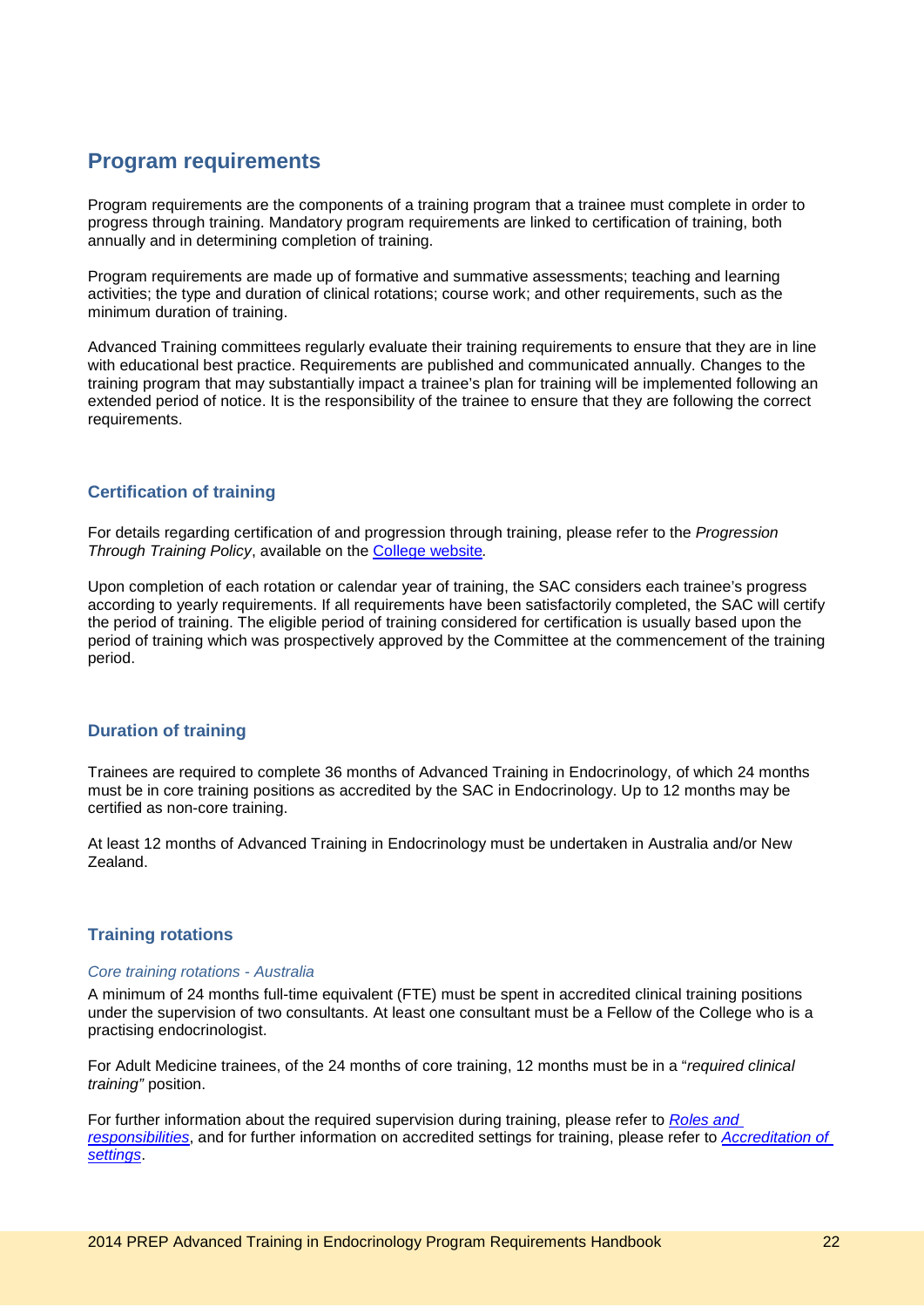## Program requirements

Program requirements are the components of a training program that a trainee must complete in order to progress through training. Mandatory program requirements are linked to certification of training, both annually and in determining completion of training.

Program requirements are made up of formative and summative assessments; teaching and learning activities; the type and duration of clinical rotations; course work; and other requirements, such as the minimum duration of training.

Advanced Training committees regularly evaluate their training requirements to ensure that they are in line with educational best practice. Requirements are published and communicated annually. Changes to the training program that may substantially impact a trainee's plan for training will be implemented following an extended period of notice. It is the responsibility of the trainee to ensure that they are following the correct requirements.

### Certification of training

For details regarding certification of and progression through training, please refer to the *Progression Through Training Policy*, available on the [College website](College website).

Upon completion of each rotation or calendar year of training, the SAC considers each trainee's progress according to yearly requirements. If all requirements have been satisfactorily completed, the SAC will certify the period of training. The eligible period of training considered for certification is usually based upon the period of training which was prospectively approved by the Committee at the commencement of the training period.

### Duration of training

Trainees are required to complete 36 months of Advanced Training in Endocrinology, of which 24 months must be in core training positions as accredited by the SAC in Endocrinology. Up to 12 months may be certified as non-core training.

At least 12 months of Advanced Training in Endocrinology must be undertaken in Australia and/or New Zealand.

### Training rotations

#### *Core training rotations - Australia*

A minimum of 24 months full-time equivalent (FTE) must be spent in accredited clinical training positions under the supervision of two consultants. At least one consultant must be a Fellow of the College who is a practising endocrinologist.

For Adult Medicine trainees, of the 24 months of core training, 12 months must be in a "*required clinical training"* position.

For further information about the required supervision during training, please refer to *Roles and responsibilities*, and for further information on accredited settings for training, please refer to *Accreditation of settings*.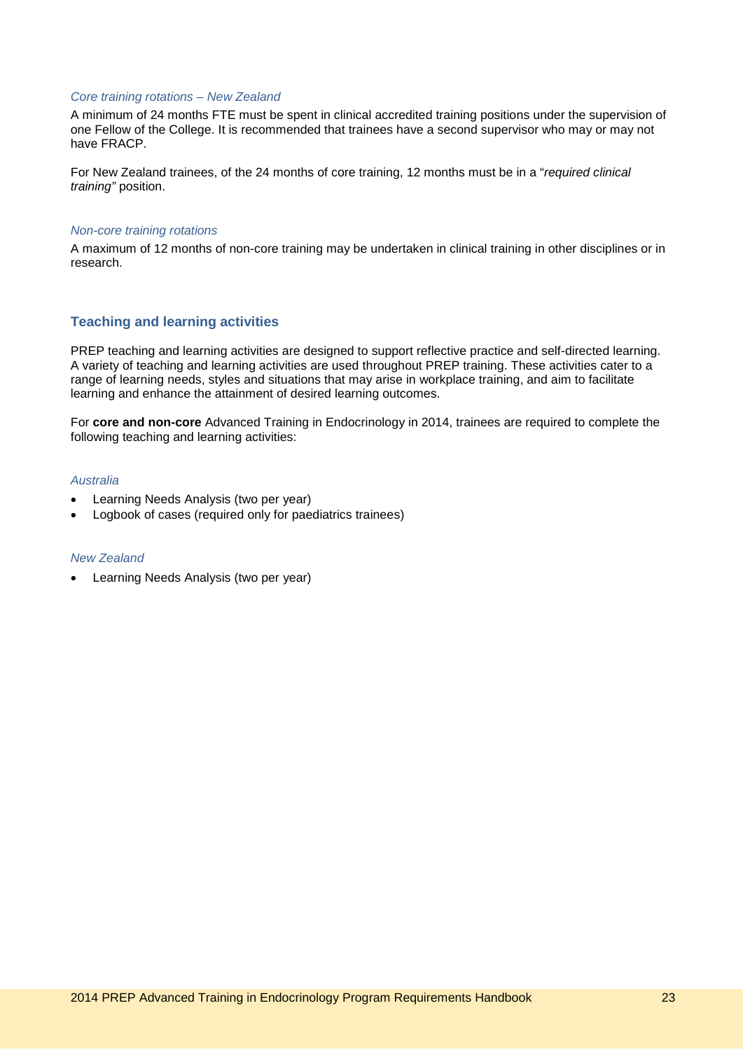*Core training rotations – New Zealand*

A minimum of 24 months FTE must be spent in clinical accredited training positions under the supervision of one Fellow of the College. It is recommended that trainees have a second supervisor who may or may not have FRACP.

For New Zealand trainees, of the 24 months of core training, 12 months must be in a "*required clinical training"* position.

*Non-core training rotations*

A maximum of 12 months of non-core training may be undertaken in clinical training in other disciplines or in research.

## Teaching and learning activities

PREP teaching and learning activities are designed to support reflective practice and self-directed learning. A variety of teaching and learning activities are used throughout PREP training. These activities cater to a range of learning needs, styles and situations that may arise in workplace training, and aim to facilitate learning and enhance the attainment of desired learning outcomes.

For **core and non-core** Advanced Training in Endocrinology in 2014, trainees are required to complete the following teaching and learning activities:

*Australia*

- Learning Needs Analysis (two per year)
- Logbook of cases (required only for paediatrics trainees)

*New Zealand*

- Learning Needs Analysis (two per year)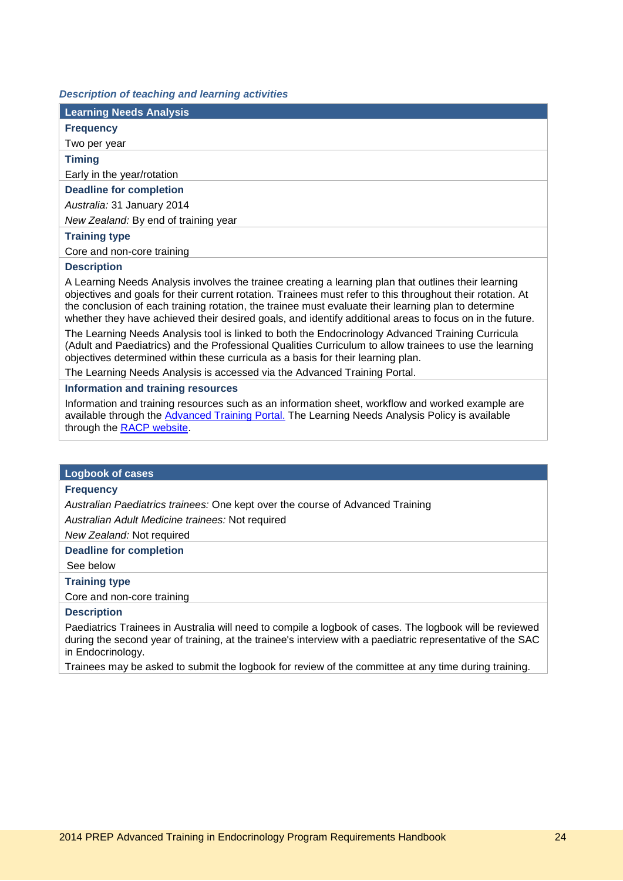*Description of teaching and learning activities*

## Learning Needs Analysis

**Frequency**

Two per year

**Timing**

Early in the year/rotation

**Deadline for completion**

*Australia:* 31 January 2014

*New Zealand:* By end of training year

**Training type**

Core and non-core training

**Description**

A Learning Needs Analysis involves the trainee creating a learning plan that outlines their learning objectives and goals for their current rotation. Trainees must refer to this throughout their rotation. At the conclusion of each training rotation, the trainee must evaluate their learning plan to determine whether they have achieved their desired goals, and identify additional areas to focus on in the future.

The Learning Needs Analysis tool is linked to both the Endocrinology Advanced Training Curricula (Adult and Paediatrics) and the Professional Qualities Curriculum to allow trainees to use the learning objectives determined within these curricula as a basis for their learning plan.

The Learning Needs Analysis is accessed via the Advanced Training Portal.

**Information and training resources**

Information and training resources such as an information sheet, workflow and worked example are available through the Advanced Training Portal. The Learning Needs Analysis Policy is available through the RACP website.

## Logbook of cases

**Frequency**

*Australian Paediatrics trainees:* One kept over the course of Advanced Training

*Australian Adult Medicine trainees:* Not required

*New Zealand:* Not required

**Deadline for completion**

See below

**Training type**

Core and non-core training

**Description**

Paediatrics Trainees in Australia will need to compile a logbook of cases. The logbook will be reviewed during the second year of training, at the trainee's interview with a paediatric representative of the SAC in Endocrinology.

Trainees may be asked to submit the logbook for review of the committee at any time during training.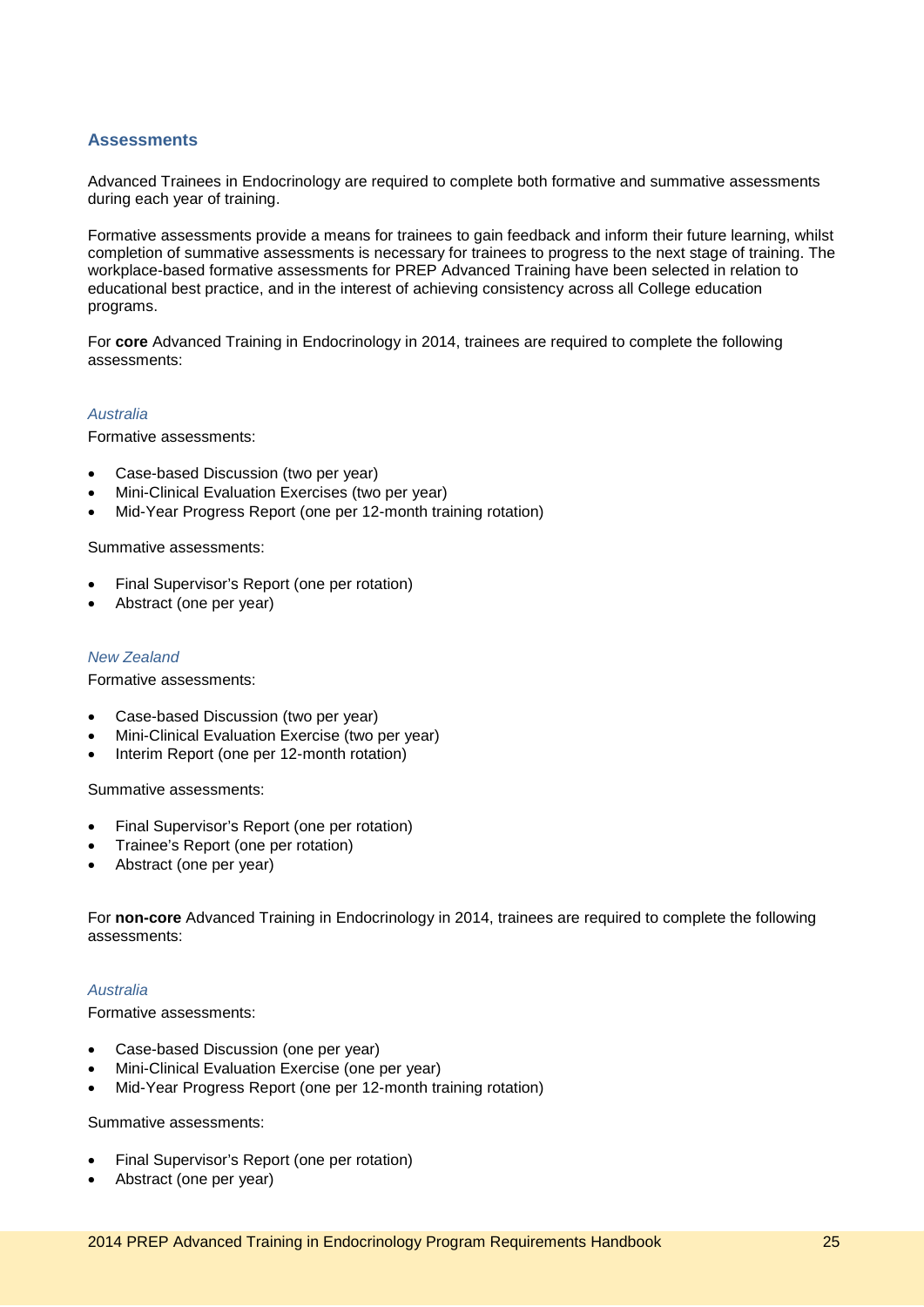## Assessments

Advanced Trainees in Endocrinology are required to complete both formative and summative assessments during each year of training.

Formative assessments provide a means for trainees to gain feedback and inform their future learning, whilst completion of summative assessments is necessary for trainees to progress to the next stage of training. The workplace-based formative assessments for PREP Advanced Training have been selected in relation to educational best practice, and in the interest of achieving consistency across all College education programs.

For **core** Advanced Training in Endocrinology in 2014, trainees are required to complete the following assessments:

### *Australia*

Formative assessments:

- Case-based Discussion (two per year)
- Mini-Clinical Evaluation Exercises (two per year)
- Mid-Year Progress Report (one per 12-month training rotation)

Summative assessments:

- Final Supervisor's Report (one per rotation)
- Abstract (one per year)

### *New Zealand*

Formative assessments:

- Case-based Discussion (two per year)
- Mini-Clinical Evaluation Exercise (two per year)
- Interim Report (one per 12-month rotation)

Summative assessments:

- Final Supervisor's Report (one per rotation)
- Trainee's Report (one per rotation)
- Abstract (one per year)

For **non-core** Advanced Training in Endocrinology in 2014, trainees are required to complete the following assessments:

### *Australia*

Formative assessments:

- Case-based Discussion (one per year)
- Mini-Clinical Evaluation Exercise (one per year)
- Mid-Year Progress Report (one per 12-month training rotation)

Summative assessments:

- Final Supervisor's Report (one per rotation)
- Abstract (one per year)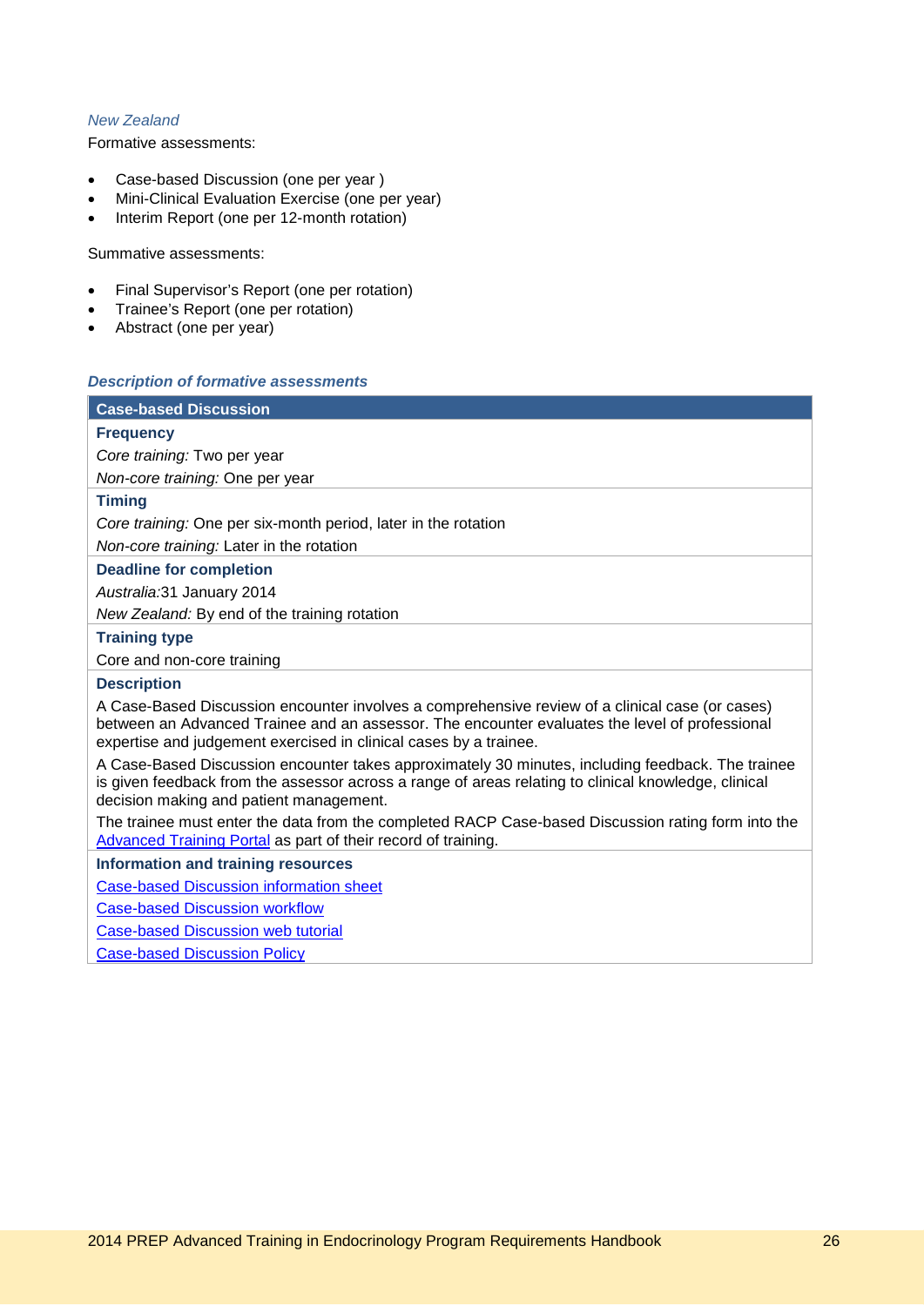*New Zealand*

Formative assessments:

- Case-based Discussion (one per year )
- Mini-Clinical Evaluation Exercise (one per year)
- Interim Report (one per 12-month rotation)

Summative assessments:

- Final Supervisor's Report (one per rotation)
- Trainee's Report (one per rotation)
- Abstract (one per year)

### *Description of formative assessments*

| Case-based Discussion |
|---|
| **Frequency** |
| *Core training:* Two per year |
| *Non-core training:* One per year |
| **Timing** |
| *Core training:* One per six-month period, later in the rotation |
| *Non-core training:* Later in the rotation |
| **Deadline for completion** |
| *Australia:*31 January 2014 |
| *New Zealand:* By end of the training rotation |
| **Training type** |
| Core and non-core training |
| **Description** |
| A Case-Based Discussion encounter involves a comprehensive review of a clinical case (or cases) between an Advanced Trainee and an assessor. The encounter evaluates the level of professional expertise and judgement exercised in clinical cases by a trainee. |
| A Case-Based Discussion encounter takes approximately 30 minutes, including feedback. The trainee is given feedback from the assessor across a range of areas relating to clinical knowledge, clinical decision making and patient management. |
| The trainee must enter the data from the completed RACP Case-based Discussion rating form into the Advanced Training Portal as part of their record of training. |
| **Information and training resources** |
| Case-based Discussion information sheet |
| Case-based Discussion workflow |
| Case-based Discussion web tutorial |
| Case-based Discussion Policy |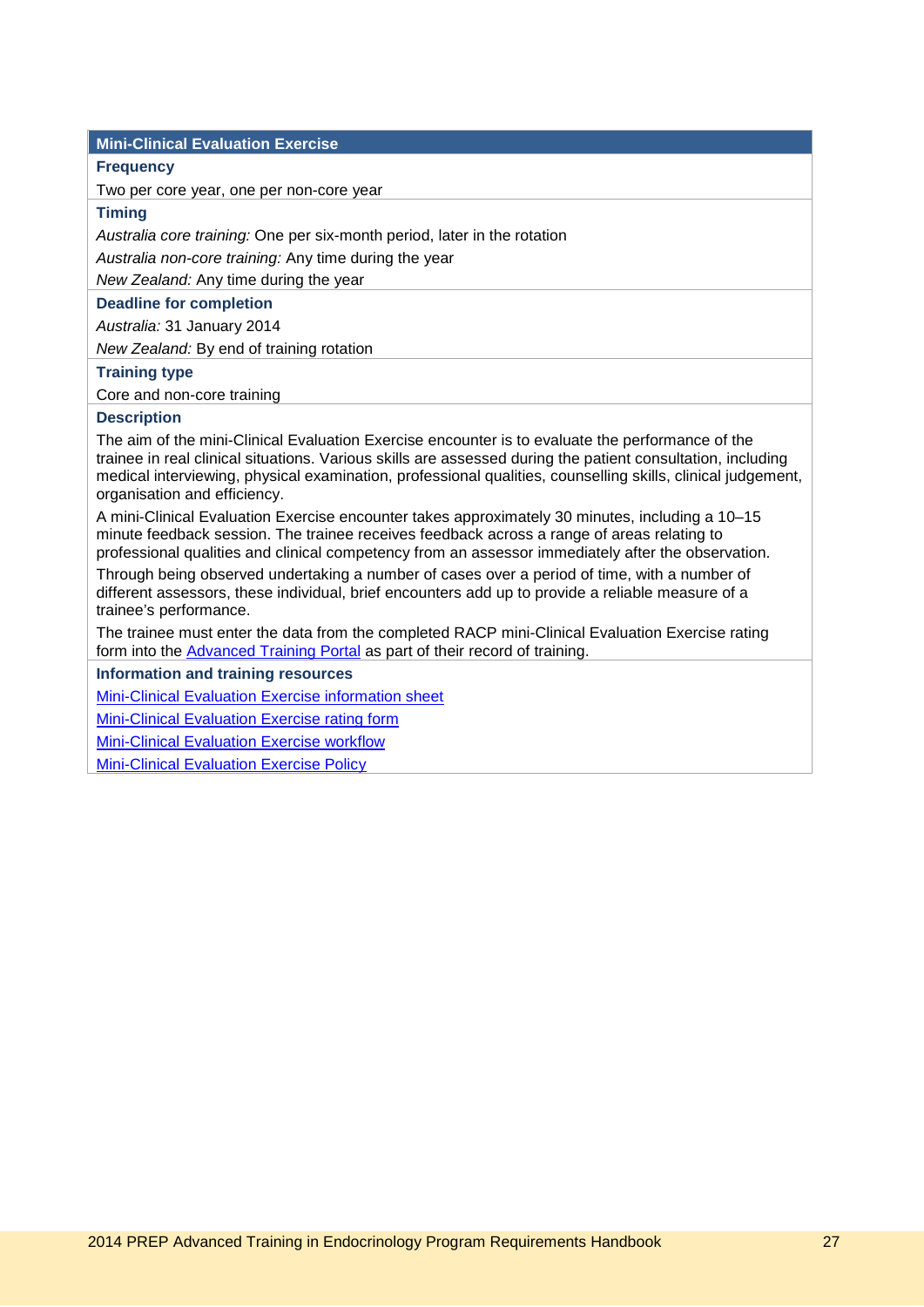## Mini-Clinical Evaluation Exercise

**Frequency**

Two per core year, one per non-core year

**Timing**

*Australia core training:* One per six-month period, later in the rotation

*Australia non-core training:* Any time during the year

*New Zealand:* Any time during the year

**Deadline for completion**

*Australia:* 31 January 2014

*New Zealand:* By end of training rotation

**Training type**

Core and non-core training

**Description**

The aim of the mini-Clinical Evaluation Exercise encounter is to evaluate the performance of the trainee in real clinical situations. Various skills are assessed during the patient consultation, including medical interviewing, physical examination, professional qualities, counselling skills, clinical judgement, organisation and efficiency.

A mini-Clinical Evaluation Exercise encounter takes approximately 30 minutes, including a 10–15 minute feedback session. The trainee receives feedback across a range of areas relating to professional qualities and clinical competency from an assessor immediately after the observation.

Through being observed undertaking a number of cases over a period of time, with a number of different assessors, these individual, brief encounters add up to provide a reliable measure of a trainee's performance.

The trainee must enter the data from the completed RACP mini-Clinical Evaluation Exercise rating form into the Advanced Training Portal as part of their record of training.

**Information and training resources**

Mini-Clinical Evaluation Exercise information sheet

Mini-Clinical Evaluation Exercise rating form

Mini-Clinical Evaluation Exercise workflow

Mini-Clinical Evaluation Exercise Policy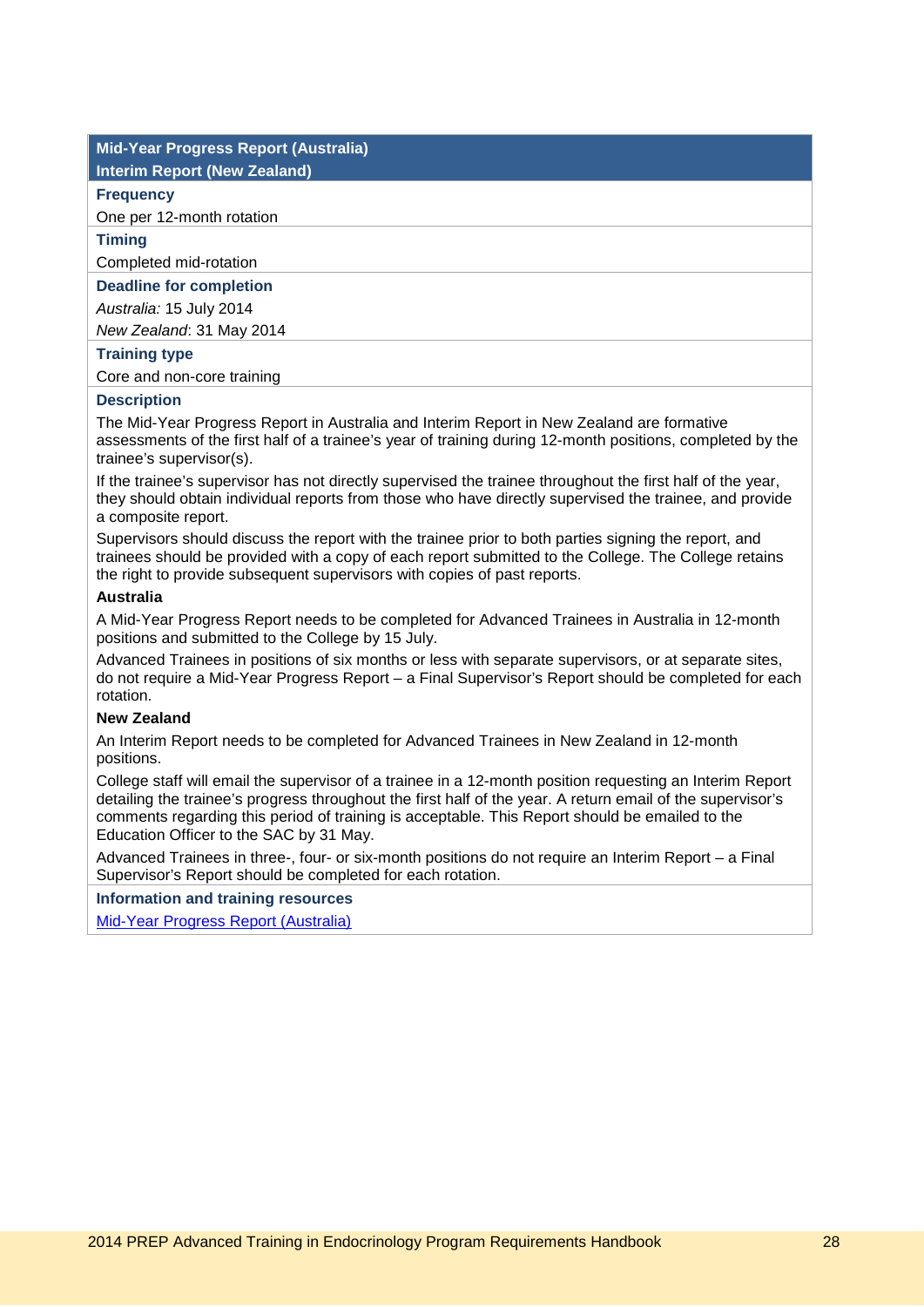## Mid-Year Progress Report (Australia)
## Interim Report (New Zealand)

**Frequency**

One per 12-month rotation

**Timing**

Completed mid-rotation

**Deadline for completion**

*Australia:* 15 July 2014

*New Zealand*: 31 May 2014

**Training type**

Core and non-core training

**Description**

The Mid-Year Progress Report in Australia and Interim Report in New Zealand are formative assessments of the first half of a trainee's year of training during 12-month positions, completed by the trainee's supervisor(s).

If the trainee's supervisor has not directly supervised the trainee throughout the first half of the year, they should obtain individual reports from those who have directly supervised the trainee, and provide a composite report.

Supervisors should discuss the report with the trainee prior to both parties signing the report, and trainees should be provided with a copy of each report submitted to the College. The College retains the right to provide subsequent supervisors with copies of past reports.

**Australia**

A Mid-Year Progress Report needs to be completed for Advanced Trainees in Australia in 12-month positions and submitted to the College by 15 July.

Advanced Trainees in positions of six months or less with separate supervisors, or at separate sites, do not require a Mid-Year Progress Report – a Final Supervisor's Report should be completed for each rotation.

**New Zealand**

An Interim Report needs to be completed for Advanced Trainees in New Zealand in 12-month positions.

College staff will email the supervisor of a trainee in a 12-month position requesting an Interim Report detailing the trainee's progress throughout the first half of the year. A return email of the supervisor's comments regarding this period of training is acceptable. This Report should be emailed to the Education Officer to the SAC by 31 May.

Advanced Trainees in three-, four- or six-month positions do not require an Interim Report – a Final Supervisor's Report should be completed for each rotation.

**Information and training resources**

Mid-Year Progress Report (Australia)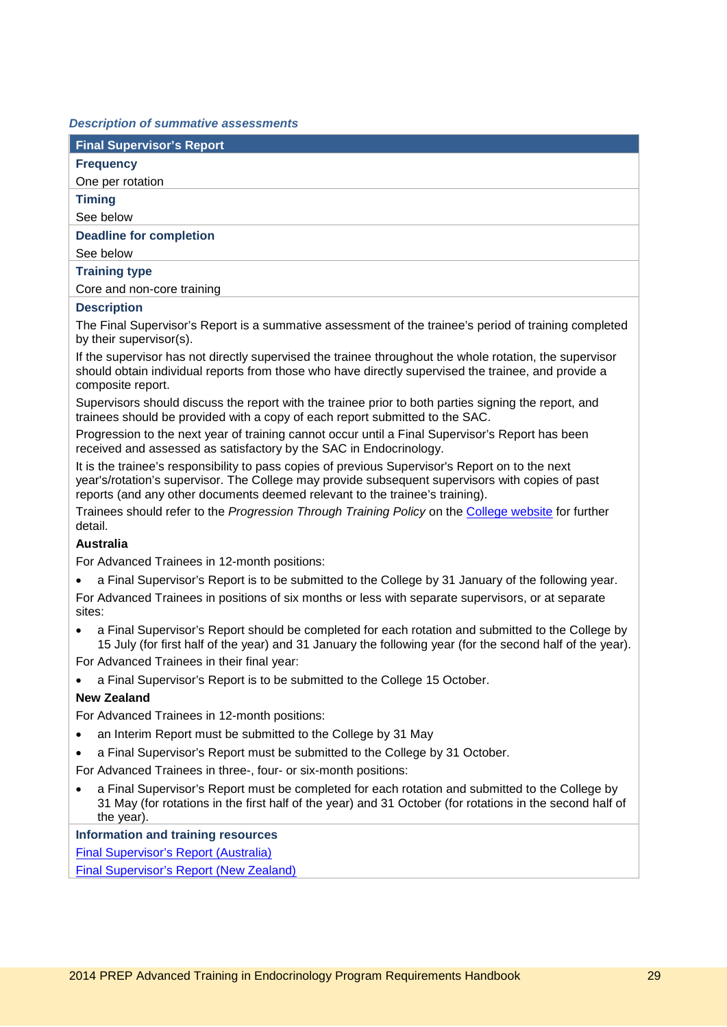*Description of summative assessments*

| Final Supervisor's Report |
|---|
| **Frequency** |
| One per rotation |
| **Timing** |
| See below |
| **Deadline for completion** |
| See below |
| **Training type** |
| Core and non-core training |

**Description**

The Final Supervisor's Report is a summative assessment of the trainee's period of training completed by their supervisor(s).

If the supervisor has not directly supervised the trainee throughout the whole rotation, the supervisor should obtain individual reports from those who have directly supervised the trainee, and provide a composite report.

Supervisors should discuss the report with the trainee prior to both parties signing the report, and trainees should be provided with a copy of each report submitted to the SAC.

Progression to the next year of training cannot occur until a Final Supervisor's Report has been received and assessed as satisfactory by the SAC in Endocrinology.

It is the trainee's responsibility to pass copies of previous Supervisor's Report on to the next year's/rotation's supervisor. The College may provide subsequent supervisors with copies of past reports (and any other documents deemed relevant to the trainee's training).

Trainees should refer to the *Progression Through Training Policy* on the [College website](College website) for further detail.

**Australia**

For Advanced Trainees in 12-month positions:

- a Final Supervisor's Report is to be submitted to the College by 31 January of the following year.

For Advanced Trainees in positions of six months or less with separate supervisors, or at separate sites:

- a Final Supervisor's Report should be completed for each rotation and submitted to the College by 15 July (for first half of the year) and 31 January the following year (for the second half of the year).

For Advanced Trainees in their final year:

- a Final Supervisor's Report is to be submitted to the College 15 October.

**New Zealand**

For Advanced Trainees in 12-month positions:

- an Interim Report must be submitted to the College by 31 May
- a Final Supervisor's Report must be submitted to the College by 31 October.

For Advanced Trainees in three-, four- or six-month positions:

- a Final Supervisor's Report must be completed for each rotation and submitted to the College by 31 May (for rotations in the first half of the year) and 31 October (for rotations in the second half of the year).

**Information and training resources**

[Final Supervisor's Report (Australia)](Final Supervisor's Report (Australia))

[Final Supervisor's Report (New Zealand)](Final Supervisor's Report (New Zealand))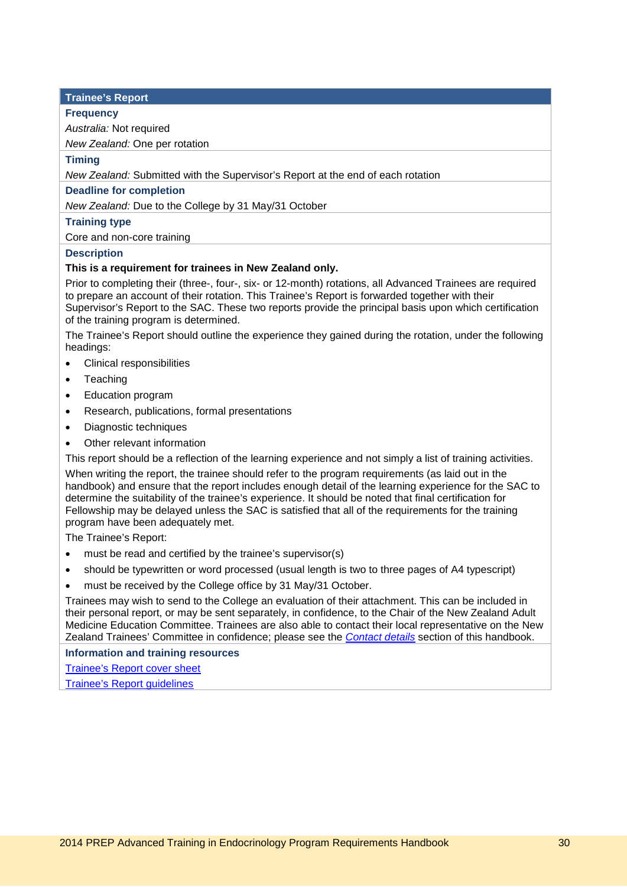## Trainee's Report

### Frequency

*Australia:* Not required

*New Zealand:* One per rotation

### Timing

*New Zealand:* Submitted with the Supervisor's Report at the end of each rotation

### Deadline for completion

*New Zealand:* Due to the College by 31 May/31 October

### Training type

Core and non-core training

### Description

**This is a requirement for trainees in New Zealand only.**

Prior to completing their (three-, four-, six- or 12-month) rotations, all Advanced Trainees are required to prepare an account of their rotation. This Trainee's Report is forwarded together with their Supervisor's Report to the SAC. These two reports provide the principal basis upon which certification of the training program is determined.

The Trainee's Report should outline the experience they gained during the rotation, under the following headings:

- Clinical responsibilities
- Teaching
- Education program
- Research, publications, formal presentations
- Diagnostic techniques
- Other relevant information

This report should be a reflection of the learning experience and not simply a list of training activities.

When writing the report, the trainee should refer to the program requirements (as laid out in the handbook) and ensure that the report includes enough detail of the learning experience for the SAC to determine the suitability of the trainee's experience. It should be noted that final certification for Fellowship may be delayed unless the SAC is satisfied that all of the requirements for the training program have been adequately met.

The Trainee's Report:

- must be read and certified by the trainee's supervisor(s)
- should be typewritten or word processed (usual length is two to three pages of A4 typescript)
- must be received by the College office by 31 May/31 October.

Trainees may wish to send to the College an evaluation of their attachment. This can be included in their personal report, or may be sent separately, in confidence, to the Chair of the New Zealand Adult Medicine Education Committee. Trainees are also able to contact their local representative on the New Zealand Trainees' Committee in confidence; please see the *Contact details* section of this handbook.

### Information and training resources

Trainee's Report cover sheet

Trainee's Report guidelines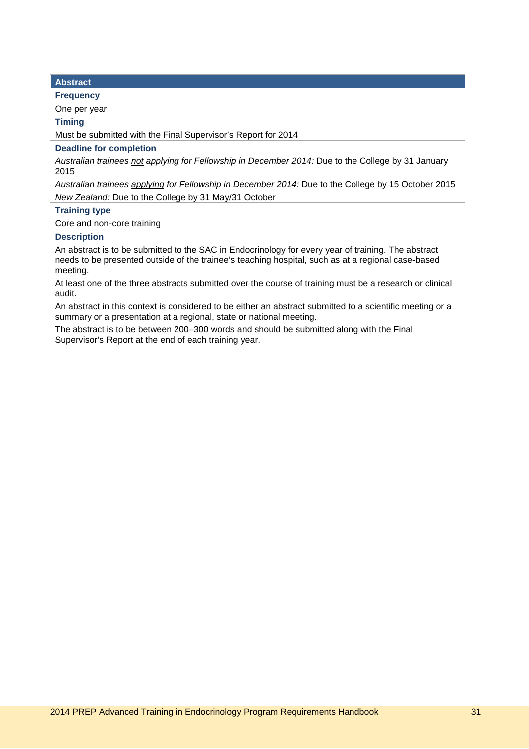| Abstract |
| --- |
| **Frequency** |
| One per year |
| **Timing** |
| Must be submitted with the Final Supervisor's Report for 2014 |
| **Deadline for completion** |
| *Australian trainees not applying for Fellowship in December 2014:* Due to the College by 31 January 2015<br>*Australian trainees applying for Fellowship in December 2014:* Due to the College by 15 October 2015<br>*New Zealand:* Due to the College by 31 May/31 October |
| **Training type** |
| Core and non-core training |
| **Description** |
| An abstract is to be submitted to the SAC in Endocrinology for every year of training. The abstract needs to be presented outside of the trainee's teaching hospital, such as at a regional case-based meeting.<br>At least one of the three abstracts submitted over the course of training must be a research or clinical audit.<br>An abstract in this context is considered to be either an abstract submitted to a scientific meeting or a summary or a presentation at a regional, state or national meeting.<br>The abstract is to be between 200–300 words and should be submitted along with the Final Supervisor's Report at the end of each training year. |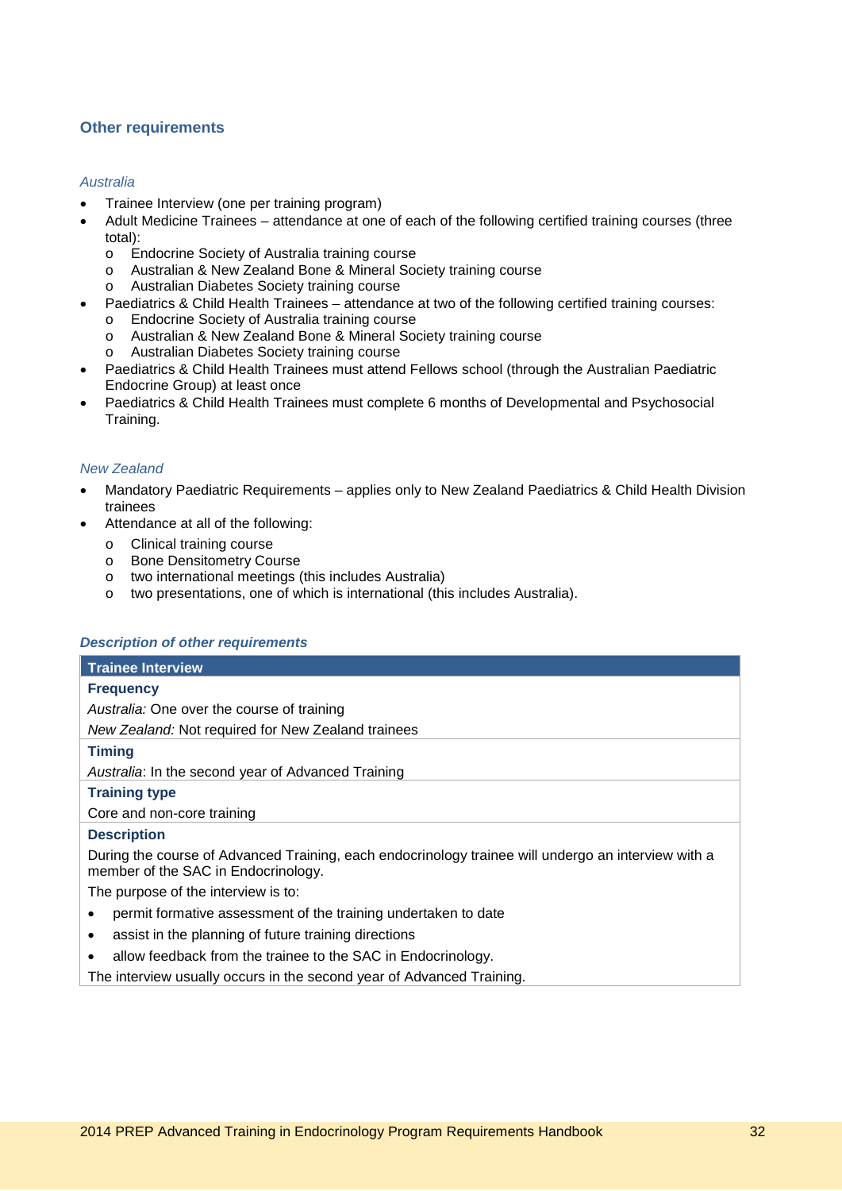## Other requirements

*Australia*

- Trainee Interview (one per training program)
- Adult Medicine Trainees – attendance at one of each of the following certified training courses (three total):
  - Endocrine Society of Australia training course
  - Australian & New Zealand Bone & Mineral Society training course
  - Australian Diabetes Society training course
- Paediatrics & Child Health Trainees – attendance at two of the following certified training courses:
  - Endocrine Society of Australia training course
  - Australian & New Zealand Bone & Mineral Society training course
  - Australian Diabetes Society training course
- Paediatrics & Child Health Trainees must attend Fellows school (through the Australian Paediatric Endocrine Group) at least once
- Paediatrics & Child Health Trainees must complete 6 months of Developmental and Psychosocial Training.

*New Zealand*

- Mandatory Paediatric Requirements – applies only to New Zealand Paediatrics & Child Health Division trainees
- Attendance at all of the following:
  - Clinical training course
  - Bone Densitometry Course
  - two international meetings (this includes Australia)
  - two presentations, one of which is international (this includes Australia).

### *Description of other requirements*

| Trainee Interview |
| --- |
| **Frequency** |
| *Australia:* One over the course of training |
| *New Zealand:* Not required for New Zealand trainees |
| **Timing** |
| *Australia*: In the second year of Advanced Training |
| **Training type** |
| Core and non-core training |
| **Description** |
| During the course of Advanced Training, each endocrinology trainee will undergo an interview with a member of the SAC in Endocrinology. |
| The purpose of the interview is to: |
| • permit formative assessment of the training undertaken to date |
| • assist in the planning of future training directions |
| • allow feedback from the trainee to the SAC in Endocrinology. |
| The interview usually occurs in the second year of Advanced Training. |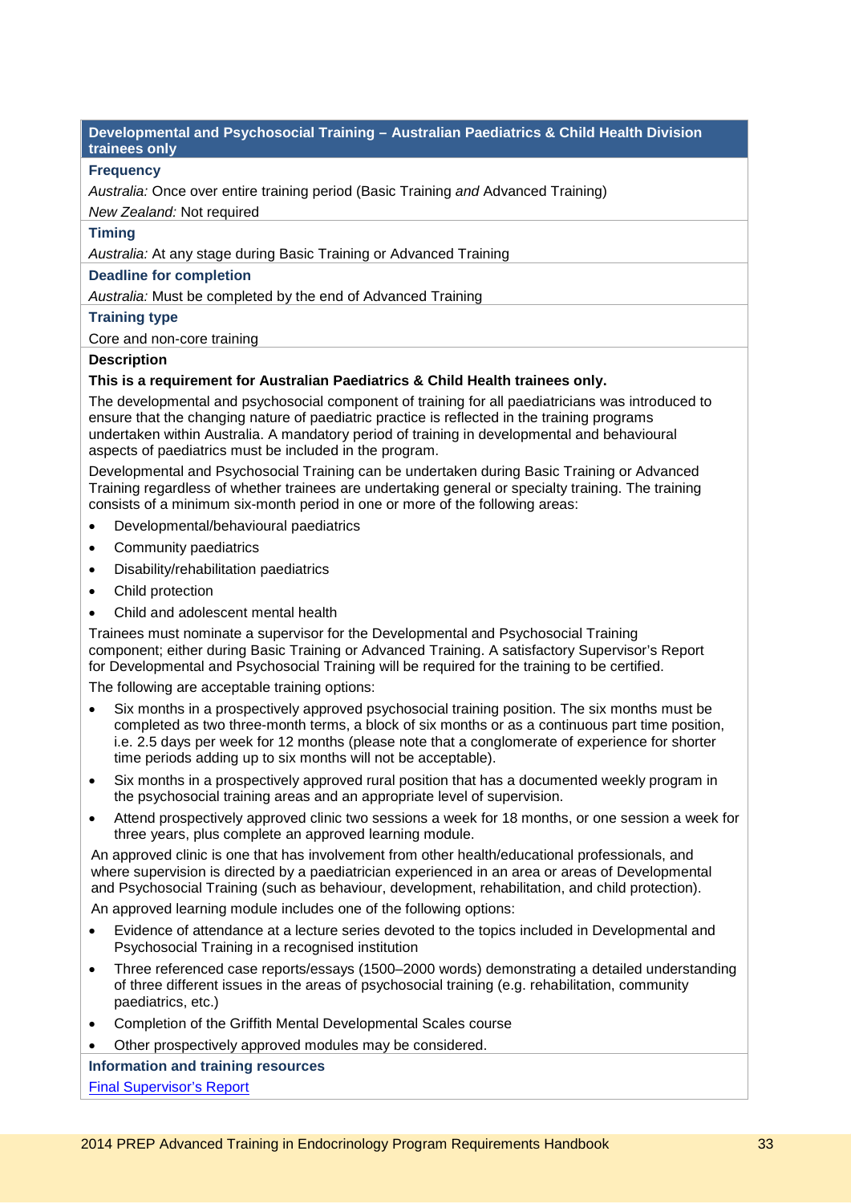## Developmental and Psychosocial Training – Australian Paediatrics & Child Health Division trainees only

**Frequency**

*Australia:* Once over entire training period (Basic Training *and* Advanced Training)

*New Zealand:* Not required

**Timing**

*Australia:* At any stage during Basic Training or Advanced Training

**Deadline for completion**

*Australia:* Must be completed by the end of Advanced Training

**Training type**

Core and non-core training

**Description**

**This is a requirement for Australian Paediatrics & Child Health trainees only.**

The developmental and psychosocial component of training for all paediatricians was introduced to ensure that the changing nature of paediatric practice is reflected in the training programs undertaken within Australia. A mandatory period of training in developmental and behavioural aspects of paediatrics must be included in the program.

Developmental and Psychosocial Training can be undertaken during Basic Training or Advanced Training regardless of whether trainees are undertaking general or specialty training. The training consists of a minimum six-month period in one or more of the following areas:

- Developmental/behavioural paediatrics
- Community paediatrics
- Disability/rehabilitation paediatrics
- Child protection
- Child and adolescent mental health

Trainees must nominate a supervisor for the Developmental and Psychosocial Training component; either during Basic Training or Advanced Training. A satisfactory Supervisor's Report for Developmental and Psychosocial Training will be required for the training to be certified.

The following are acceptable training options:

- Six months in a prospectively approved psychosocial training position. The six months must be completed as two three-month terms, a block of six months or as a continuous part time position, i.e. 2.5 days per week for 12 months (please note that a conglomerate of experience for shorter time periods adding up to six months will not be acceptable).
- Six months in a prospectively approved rural position that has a documented weekly program in the psychosocial training areas and an appropriate level of supervision.
- Attend prospectively approved clinic two sessions a week for 18 months, or one session a week for three years, plus complete an approved learning module.

An approved clinic is one that has involvement from other health/educational professionals, and where supervision is directed by a paediatrician experienced in an area or areas of Developmental and Psychosocial Training (such as behaviour, development, rehabilitation, and child protection).

An approved learning module includes one of the following options:

- Evidence of attendance at a lecture series devoted to the topics included in Developmental and Psychosocial Training in a recognised institution
- Three referenced case reports/essays (1500–2000 words) demonstrating a detailed understanding of three different issues in the areas of psychosocial training (e.g. rehabilitation, community paediatrics, etc.)
- Completion of the Griffith Mental Developmental Scales course
- Other prospectively approved modules may be considered.

**Information and training resources**

Final Supervisor's Report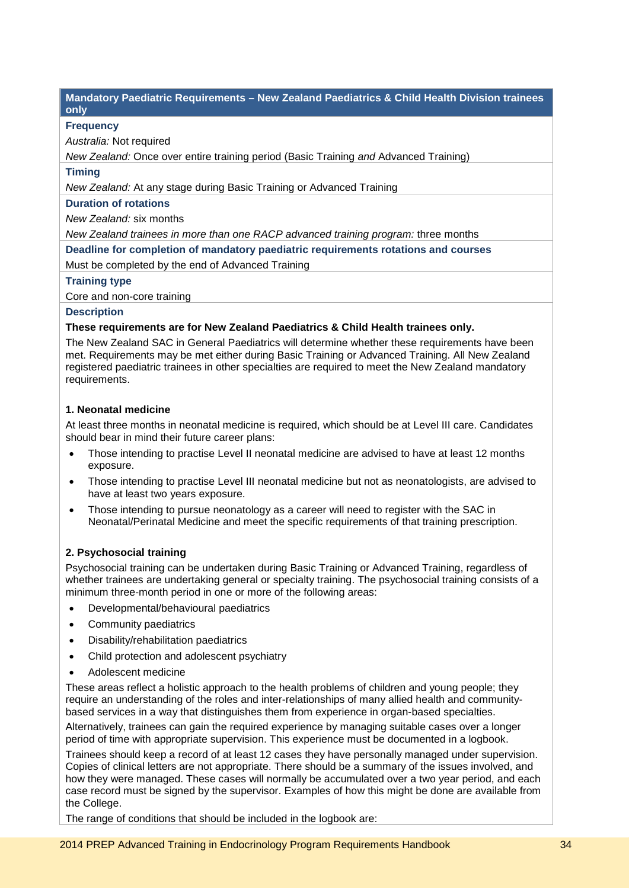## Mandatory Paediatric Requirements – New Zealand Paediatrics & Child Health Division trainees only

**Frequency**

*Australia:* Not required

*New Zealand:* Once over entire training period (Basic Training *and* Advanced Training)

**Timing**

*New Zealand:* At any stage during Basic Training or Advanced Training

**Duration of rotations**

*New Zealand:* six months

*New Zealand trainees in more than one RACP advanced training program:* three months

**Deadline for completion of mandatory paediatric requirements rotations and courses**

Must be completed by the end of Advanced Training

**Training type**

Core and non-core training

**Description**

**These requirements are for New Zealand Paediatrics & Child Health trainees only.**

The New Zealand SAC in General Paediatrics will determine whether these requirements have been met. Requirements may be met either during Basic Training or Advanced Training. All New Zealand registered paediatric trainees in other specialties are required to meet the New Zealand mandatory requirements.

**1. Neonatal medicine**

At least three months in neonatal medicine is required, which should be at Level III care. Candidates should bear in mind their future career plans:

- Those intending to practise Level II neonatal medicine are advised to have at least 12 months exposure.
- Those intending to practise Level III neonatal medicine but not as neonatologists, are advised to have at least two years exposure.
- Those intending to pursue neonatology as a career will need to register with the SAC in Neonatal/Perinatal Medicine and meet the specific requirements of that training prescription.

**2. Psychosocial training**

Psychosocial training can be undertaken during Basic Training or Advanced Training, regardless of whether trainees are undertaking general or specialty training. The psychosocial training consists of a minimum three-month period in one or more of the following areas:

- Developmental/behavioural paediatrics
- Community paediatrics
- Disability/rehabilitation paediatrics
- Child protection and adolescent psychiatry
- Adolescent medicine

These areas reflect a holistic approach to the health problems of children and young people; they require an understanding of the roles and inter-relationships of many allied health and community-based services in a way that distinguishes them from experience in organ-based specialties.

Alternatively, trainees can gain the required experience by managing suitable cases over a longer period of time with appropriate supervision. This experience must be documented in a logbook.

Trainees should keep a record of at least 12 cases they have personally managed under supervision. Copies of clinical letters are not appropriate. There should be a summary of the issues involved, and how they were managed. These cases will normally be accumulated over a two year period, and each case record must be signed by the supervisor. Examples of how this might be done are available from the College.

The range of conditions that should be included in the logbook are: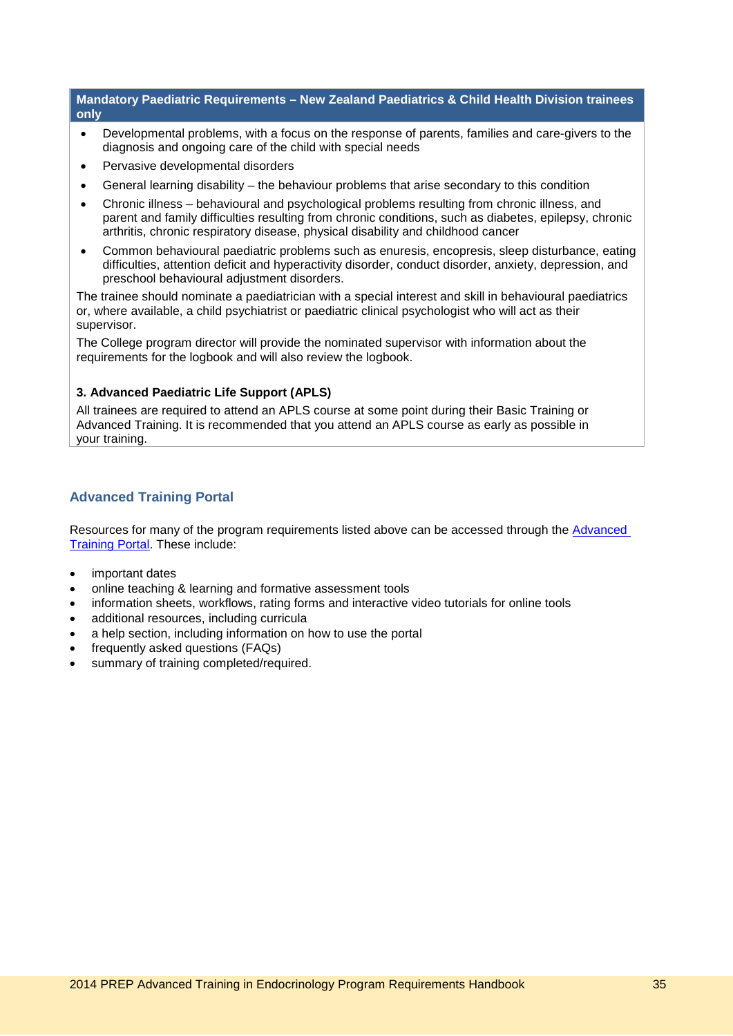**Mandatory Paediatric Requirements – New Zealand Paediatrics & Child Health Division trainees only**

- Developmental problems, with a focus on the response of parents, families and care-givers to the diagnosis and ongoing care of the child with special needs
- Pervasive developmental disorders
- General learning disability – the behaviour problems that arise secondary to this condition
- Chronic illness – behavioural and psychological problems resulting from chronic illness, and parent and family difficulties resulting from chronic conditions, such as diabetes, epilepsy, chronic arthritis, chronic respiratory disease, physical disability and childhood cancer
- Common behavioural paediatric problems such as enuresis, encopresis, sleep disturbance, eating difficulties, attention deficit and hyperactivity disorder, conduct disorder, anxiety, depression, and preschool behavioural adjustment disorders.

The trainee should nominate a paediatrician with a special interest and skill in behavioural paediatrics or, where available, a child psychiatrist or paediatric clinical psychologist who will act as their supervisor.

The College program director will provide the nominated supervisor with information about the requirements for the logbook and will also review the logbook.

**3. Advanced Paediatric Life Support (APLS)**

All trainees are required to attend an APLS course at some point during their Basic Training or Advanced Training. It is recommended that you attend an APLS course as early as possible in your training.

## Advanced Training Portal

Resources for many of the program requirements listed above can be accessed through the Advanced Training Portal. These include:

- important dates
- online teaching & learning and formative assessment tools
- information sheets, workflows, rating forms and interactive video tutorials for online tools
- additional resources, including curricula
- a help section, including information on how to use the portal
- frequently asked questions (FAQs)
- summary of training completed/required.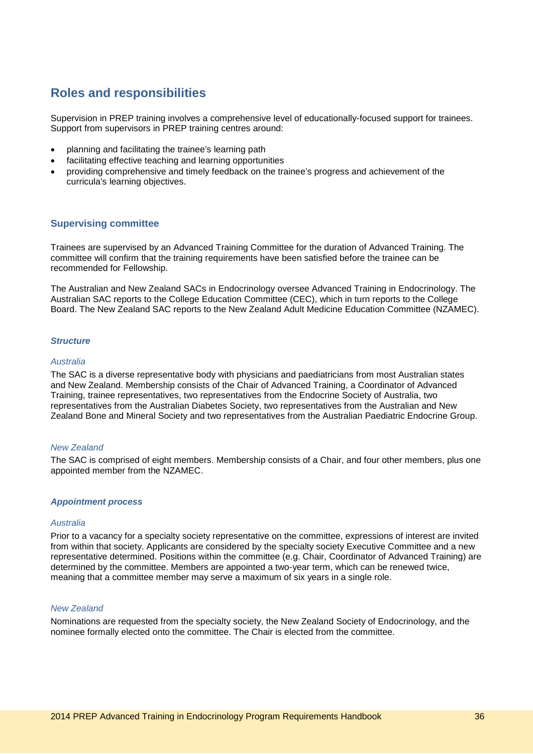## Roles and responsibilities

Supervision in PREP training involves a comprehensive level of educationally-focused support for trainees. Support from supervisors in PREP training centres around:

- planning and facilitating the trainee's learning path
- facilitating effective teaching and learning opportunities
- providing comprehensive and timely feedback on the trainee's progress and achievement of the curricula's learning objectives.

### Supervising committee

Trainees are supervised by an Advanced Training Committee for the duration of Advanced Training. The committee will confirm that the training requirements have been satisfied before the trainee can be recommended for Fellowship.

The Australian and New Zealand SACs in Endocrinology oversee Advanced Training in Endocrinology. The Australian SAC reports to the College Education Committee (CEC), which in turn reports to the College Board. The New Zealand SAC reports to the New Zealand Adult Medicine Education Committee (NZAMEC).

#### *Structure*

*Australia*

The SAC is a diverse representative body with physicians and paediatricians from most Australian states and New Zealand. Membership consists of the Chair of Advanced Training, a Coordinator of Advanced Training, trainee representatives, two representatives from the Endocrine Society of Australia, two representatives from the Australian Diabetes Society, two representatives from the Australian and New Zealand Bone and Mineral Society and two representatives from the Australian Paediatric Endocrine Group.

*New Zealand*

The SAC is comprised of eight members. Membership consists of a Chair, and four other members, plus one appointed member from the NZAMEC.

#### *Appointment process*

*Australia*

Prior to a vacancy for a specialty society representative on the committee, expressions of interest are invited from within that society. Applicants are considered by the specialty society Executive Committee and a new representative determined. Positions within the committee (e.g. Chair, Coordinator of Advanced Training) are determined by the committee. Members are appointed a two-year term, which can be renewed twice, meaning that a committee member may serve a maximum of six years in a single role.

*New Zealand*

Nominations are requested from the specialty society, the New Zealand Society of Endocrinology, and the nominee formally elected onto the committee. The Chair is elected from the committee.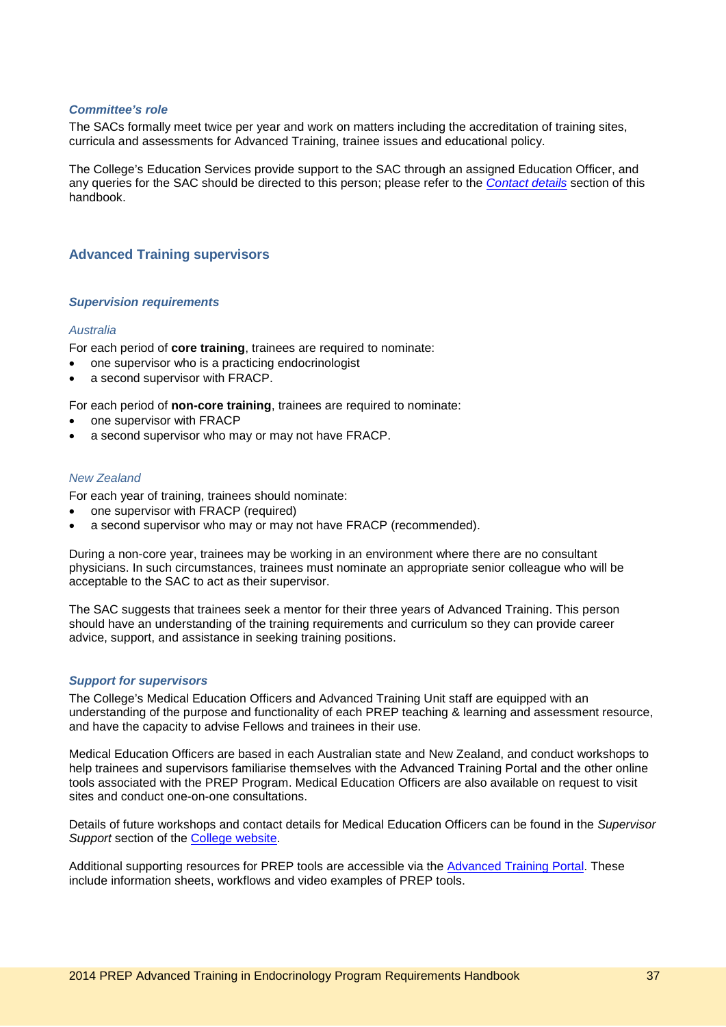#### *Committee's role*

The SACs formally meet twice per year and work on matters including the accreditation of training sites, curricula and assessments for Advanced Training, trainee issues and educational policy.

The College's Education Services provide support to the SAC through an assigned Education Officer, and any queries for the SAC should be directed to this person; please refer to the *Contact details* section of this handbook.

### Advanced Training supervisors

#### *Supervision requirements*

*Australia*

For each period of **core training**, trainees are required to nominate:

- one supervisor who is a practicing endocrinologist
- a second supervisor with FRACP.

For each period of **non-core training**, trainees are required to nominate:

- one supervisor with FRACP
- a second supervisor who may or may not have FRACP.

*New Zealand*

For each year of training, trainees should nominate:

- one supervisor with FRACP (required)
- a second supervisor who may or may not have FRACP (recommended).

During a non-core year, trainees may be working in an environment where there are no consultant physicians. In such circumstances, trainees must nominate an appropriate senior colleague who will be acceptable to the SAC to act as their supervisor.

The SAC suggests that trainees seek a mentor for their three years of Advanced Training. This person should have an understanding of the training requirements and curriculum so they can provide career advice, support, and assistance in seeking training positions.

#### *Support for supervisors*

The College's Medical Education Officers and Advanced Training Unit staff are equipped with an understanding of the purpose and functionality of each PREP teaching & learning and assessment resource, and have the capacity to advise Fellows and trainees in their use.

Medical Education Officers are based in each Australian state and New Zealand, and conduct workshops to help trainees and supervisors familiarise themselves with the Advanced Training Portal and the other online tools associated with the PREP Program. Medical Education Officers are also available on request to visit sites and conduct one-on-one consultations.

Details of future workshops and contact details for Medical Education Officers can be found in the *Supervisor Support* section of the College website.

Additional supporting resources for PREP tools are accessible via the Advanced Training Portal. These include information sheets, workflows and video examples of PREP tools.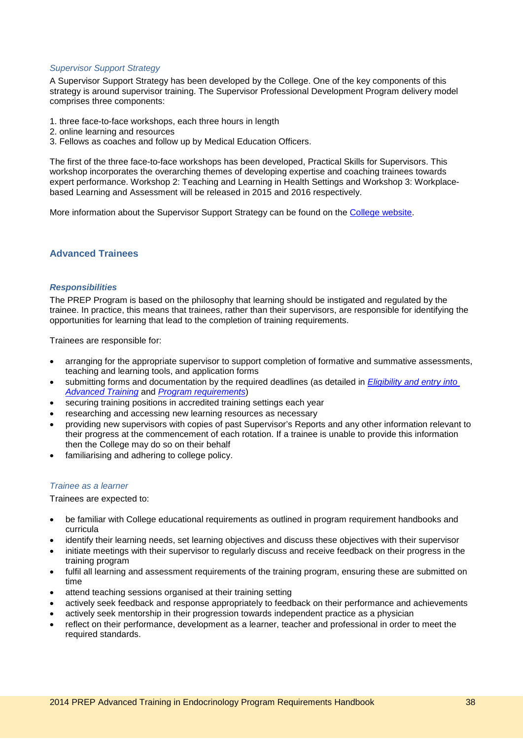*Supervisor Support Strategy*

A Supervisor Support Strategy has been developed by the College. One of the key components of this strategy is around supervisor training. The Supervisor Professional Development Program delivery model comprises three components:

1. three face-to-face workshops, each three hours in length
2. online learning and resources
3. Fellows as coaches and follow up by Medical Education Officers.

The first of the three face-to-face workshops has been developed, Practical Skills for Supervisors. This workshop incorporates the overarching themes of developing expertise and coaching trainees towards expert performance. Workshop 2: Teaching and Learning in Health Settings and Workshop 3: Workplace-based Learning and Assessment will be released in 2015 and 2016 respectively.

More information about the Supervisor Support Strategy can be found on the College website.

## Advanced Trainees

### *Responsibilities*

The PREP Program is based on the philosophy that learning should be instigated and regulated by the trainee. In practice, this means that trainees, rather than their supervisors, are responsible for identifying the opportunities for learning that lead to the completion of training requirements.

Trainees are responsible for:

- arranging for the appropriate supervisor to support completion of formative and summative assessments, teaching and learning tools, and application forms
- submitting forms and documentation by the required deadlines (as detailed in *Eligibility and entry into Advanced Training* and *Program requirements*)
- securing training positions in accredited training settings each year
- researching and accessing new learning resources as necessary
- providing new supervisors with copies of past Supervisor's Reports and any other information relevant to their progress at the commencement of each rotation. If a trainee is unable to provide this information then the College may do so on their behalf
- familiarising and adhering to college policy.

*Trainee as a learner*

Trainees are expected to:

- be familiar with College educational requirements as outlined in program requirement handbooks and curricula
- identify their learning needs, set learning objectives and discuss these objectives with their supervisor
- initiate meetings with their supervisor to regularly discuss and receive feedback on their progress in the training program
- fulfil all learning and assessment requirements of the training program, ensuring these are submitted on time
- attend teaching sessions organised at their training setting
- actively seek feedback and response appropriately to feedback on their performance and achievements
- actively seek mentorship in their progression towards independent practice as a physician
- reflect on their performance, development as a learner, teacher and professional in order to meet the required standards.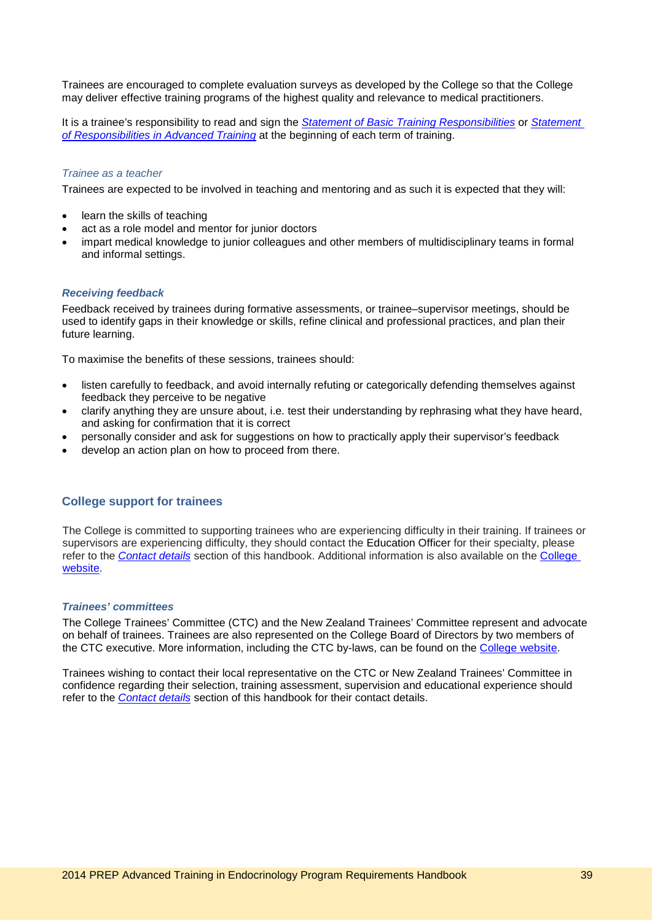Trainees are encouraged to complete evaluation surveys as developed by the College so that the College may deliver effective training programs of the highest quality and relevance to medical practitioners.

It is a trainee's responsibility to read and sign the *Statement of Basic Training Responsibilities* or *Statement of Responsibilities in Advanced Training* at the beginning of each term of training.

*Trainee as a teacher*

Trainees are expected to be involved in teaching and mentoring and as such it is expected that they will:

- learn the skills of teaching
- act as a role model and mentor for junior doctors
- impart medical knowledge to junior colleagues and other members of multidisciplinary teams in formal and informal settings.

***Receiving feedback***

Feedback received by trainees during formative assessments, or trainee–supervisor meetings, should be used to identify gaps in their knowledge or skills, refine clinical and professional practices, and plan their future learning.

To maximise the benefits of these sessions, trainees should:

- listen carefully to feedback, and avoid internally refuting or categorically defending themselves against feedback they perceive to be negative
- clarify anything they are unsure about, i.e. test their understanding by rephrasing what they have heard, and asking for confirmation that it is correct
- personally consider and ask for suggestions on how to practically apply their supervisor's feedback
- develop an action plan on how to proceed from there.

## College support for trainees

The College is committed to supporting trainees who are experiencing difficulty in their training. If trainees or supervisors are experiencing difficulty, they should contact the Education Officer for their specialty, please refer to the *Contact details* section of this handbook. Additional information is also available on the College website.

***Trainees' committees***

The College Trainees' Committee (CTC) and the New Zealand Trainees' Committee represent and advocate on behalf of trainees. Trainees are also represented on the College Board of Directors by two members of the CTC executive. More information, including the CTC by-laws, can be found on the College website.

Trainees wishing to contact their local representative on the CTC or New Zealand Trainees' Committee in confidence regarding their selection, training assessment, supervision and educational experience should refer to the *Contact details* section of this handbook for their contact details.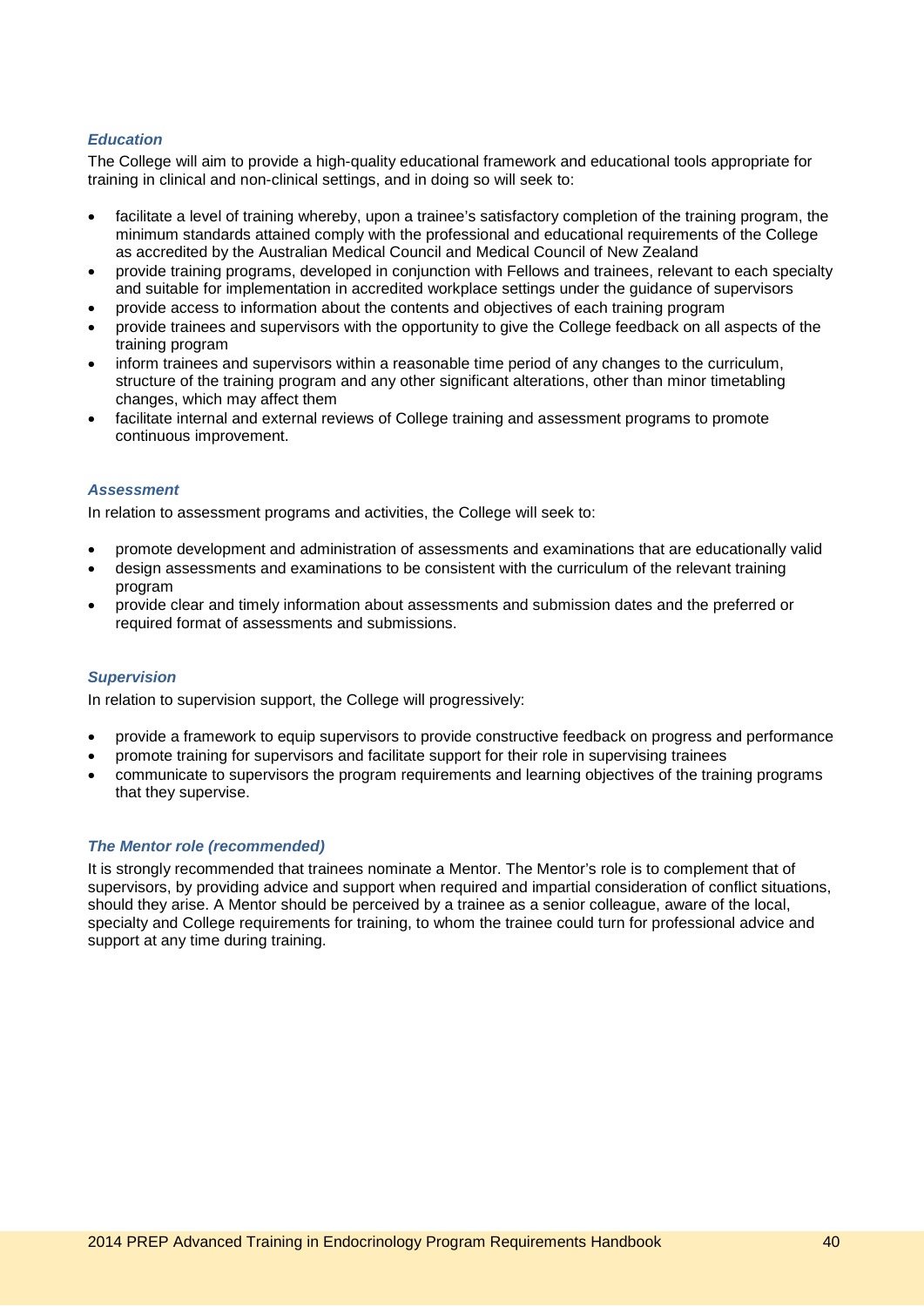### *Education*

The College will aim to provide a high-quality educational framework and educational tools appropriate for training in clinical and non-clinical settings, and in doing so will seek to:

- facilitate a level of training whereby, upon a trainee's satisfactory completion of the training program, the minimum standards attained comply with the professional and educational requirements of the College as accredited by the Australian Medical Council and Medical Council of New Zealand
- provide training programs, developed in conjunction with Fellows and trainees, relevant to each specialty and suitable for implementation in accredited workplace settings under the guidance of supervisors
- provide access to information about the contents and objectives of each training program
- provide trainees and supervisors with the opportunity to give the College feedback on all aspects of the training program
- inform trainees and supervisors within a reasonable time period of any changes to the curriculum, structure of the training program and any other significant alterations, other than minor timetabling changes, which may affect them
- facilitate internal and external reviews of College training and assessment programs to promote continuous improvement.

### *Assessment*

In relation to assessment programs and activities, the College will seek to:

- promote development and administration of assessments and examinations that are educationally valid
- design assessments and examinations to be consistent with the curriculum of the relevant training program
- provide clear and timely information about assessments and submission dates and the preferred or required format of assessments and submissions.

### *Supervision*

In relation to supervision support, the College will progressively:

- provide a framework to equip supervisors to provide constructive feedback on progress and performance
- promote training for supervisors and facilitate support for their role in supervising trainees
- communicate to supervisors the program requirements and learning objectives of the training programs that they supervise.

### *The Mentor role (recommended)*

It is strongly recommended that trainees nominate a Mentor. The Mentor's role is to complement that of supervisors, by providing advice and support when required and impartial consideration of conflict situations, should they arise. A Mentor should be perceived by a trainee as a senior colleague, aware of the local, specialty and College requirements for training, to whom the trainee could turn for professional advice and support at any time during training.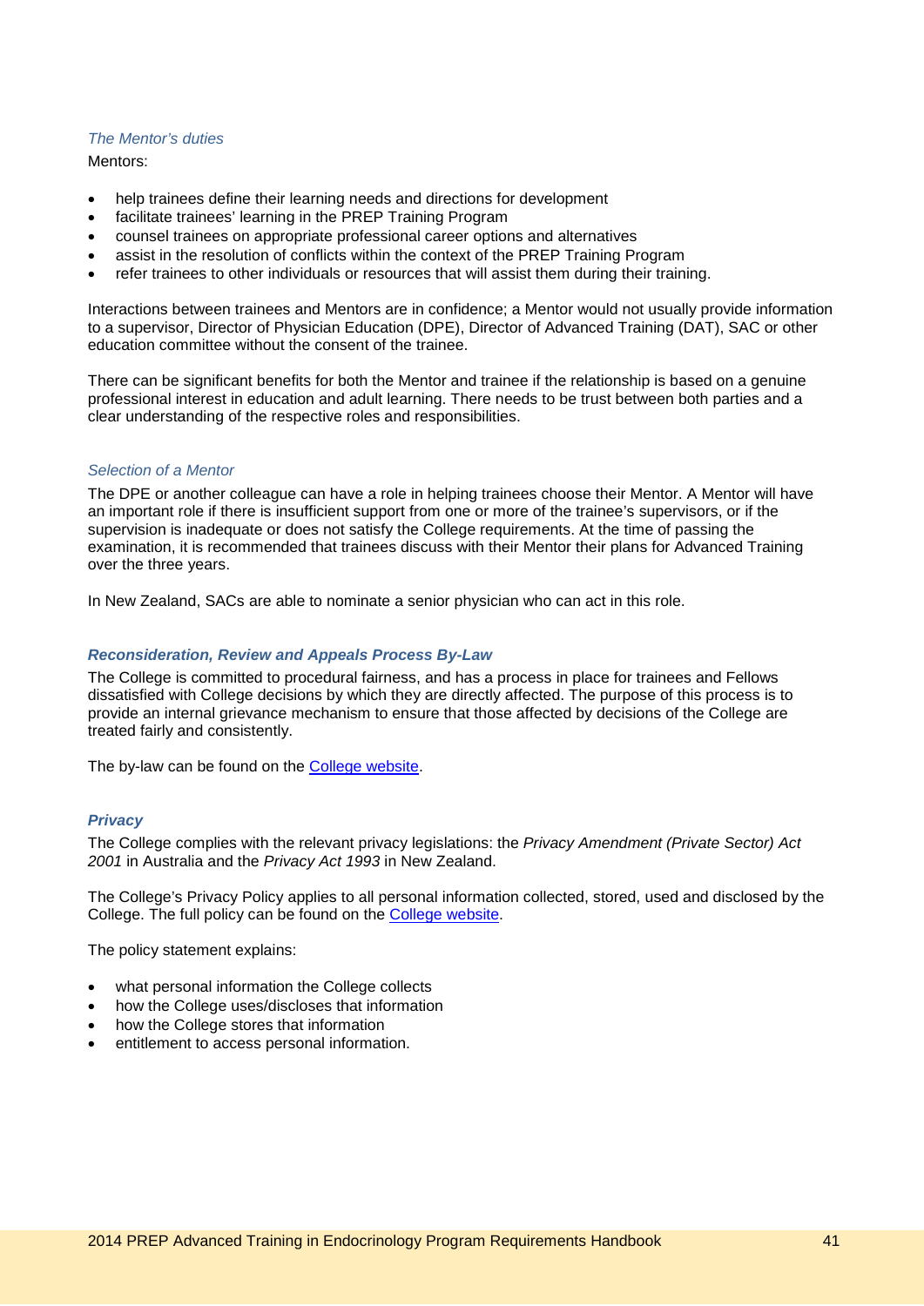*The Mentor's duties*

Mentors:

- help trainees define their learning needs and directions for development
- facilitate trainees' learning in the PREP Training Program
- counsel trainees on appropriate professional career options and alternatives
- assist in the resolution of conflicts within the context of the PREP Training Program
- refer trainees to other individuals or resources that will assist them during their training.

Interactions between trainees and Mentors are in confidence; a Mentor would not usually provide information to a supervisor, Director of Physician Education (DPE), Director of Advanced Training (DAT), SAC or other education committee without the consent of the trainee.

There can be significant benefits for both the Mentor and trainee if the relationship is based on a genuine professional interest in education and adult learning. There needs to be trust between both parties and a clear understanding of the respective roles and responsibilities.

*Selection of a Mentor*

The DPE or another colleague can have a role in helping trainees choose their Mentor. A Mentor will have an important role if there is insufficient support from one or more of the trainee's supervisors, or if the supervision is inadequate or does not satisfy the College requirements. At the time of passing the examination, it is recommended that trainees discuss with their Mentor their plans for Advanced Training over the three years.

In New Zealand, SACs are able to nominate a senior physician who can act in this role.

### ***Reconsideration, Review and Appeals Process By-Law***

The College is committed to procedural fairness, and has a process in place for trainees and Fellows dissatisfied with College decisions by which they are directly affected. The purpose of this process is to provide an internal grievance mechanism to ensure that those affected by decisions of the College are treated fairly and consistently.

The by-law can be found on the College website.

### ***Privacy***

The College complies with the relevant privacy legislations: the *Privacy Amendment (Private Sector) Act 2001* in Australia and the *Privacy Act 1993* in New Zealand.

The College's Privacy Policy applies to all personal information collected, stored, used and disclosed by the College. The full policy can be found on the College website.

The policy statement explains:

- what personal information the College collects
- how the College uses/discloses that information
- how the College stores that information
- entitlement to access personal information.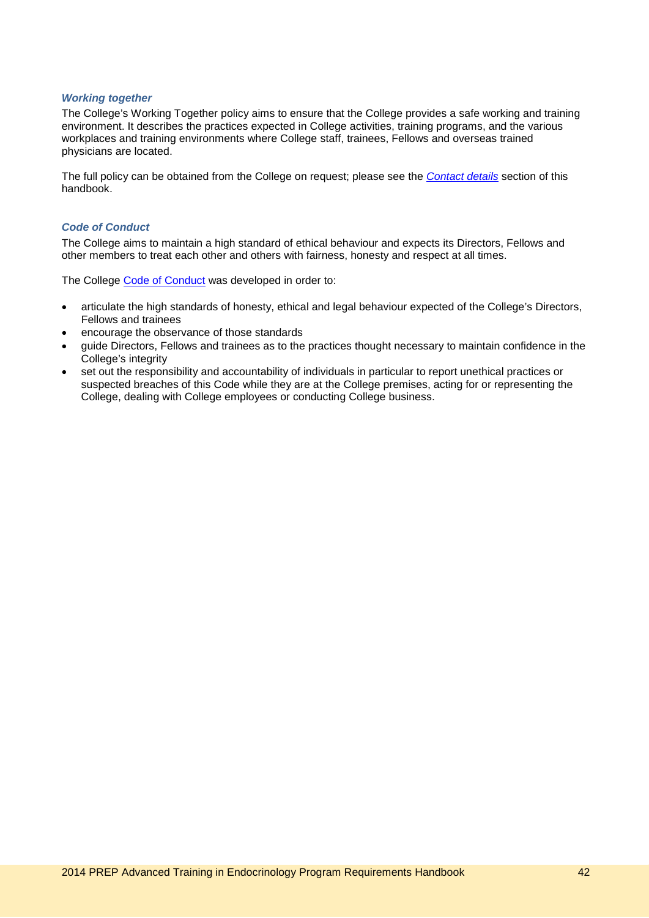### *Working together*

The College's Working Together policy aims to ensure that the College provides a safe working and training environment. It describes the practices expected in College activities, training programs, and the various workplaces and training environments where College staff, trainees, Fellows and overseas trained physicians are located.

The full policy can be obtained from the College on request; please see the *Contact details* section of this handbook.

### *Code of Conduct*

The College aims to maintain a high standard of ethical behaviour and expects its Directors, Fellows and other members to treat each other and others with fairness, honesty and respect at all times.

The College Code of Conduct was developed in order to:

- articulate the high standards of honesty, ethical and legal behaviour expected of the College's Directors, Fellows and trainees
- encourage the observance of those standards
- guide Directors, Fellows and trainees as to the practices thought necessary to maintain confidence in the College's integrity
- set out the responsibility and accountability of individuals in particular to report unethical practices or suspected breaches of this Code while they are at the College premises, acting for or representing the College, dealing with College employees or conducting College business.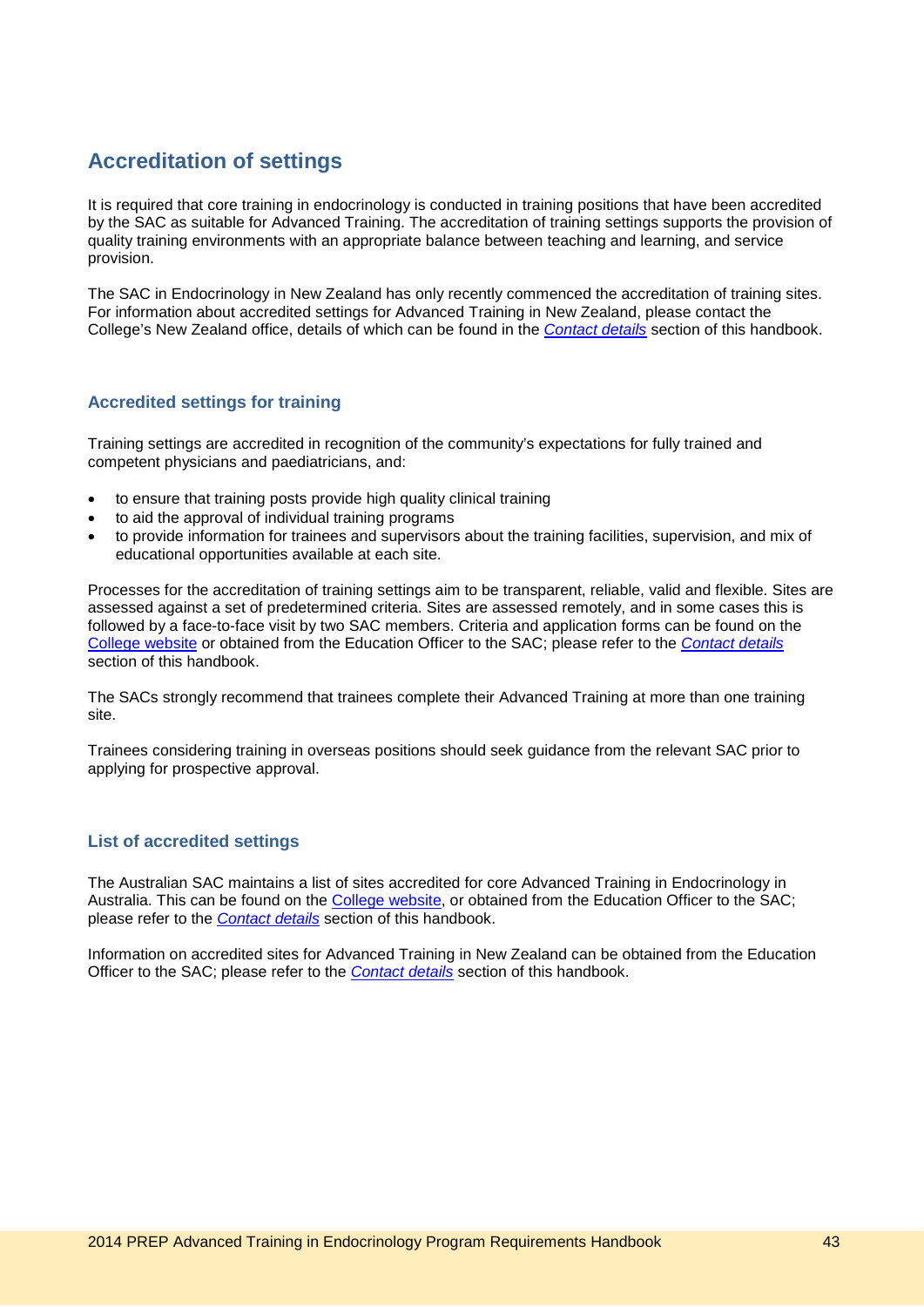## Accreditation of settings

It is required that core training in endocrinology is conducted in training positions that have been accredited by the SAC as suitable for Advanced Training. The accreditation of training settings supports the provision of quality training environments with an appropriate balance between teaching and learning, and service provision.

The SAC in Endocrinology in New Zealand has only recently commenced the accreditation of training sites. For information about accredited settings for Advanced Training in New Zealand, please contact the College's New Zealand office, details of which can be found in the *Contact details* section of this handbook.

### Accredited settings for training

Training settings are accredited in recognition of the community's expectations for fully trained and competent physicians and paediatricians, and:

- to ensure that training posts provide high quality clinical training
- to aid the approval of individual training programs
- to provide information for trainees and supervisors about the training facilities, supervision, and mix of educational opportunities available at each site.

Processes for the accreditation of training settings aim to be transparent, reliable, valid and flexible. Sites are assessed against a set of predetermined criteria. Sites are assessed remotely, and in some cases this is followed by a face-to-face visit by two SAC members. Criteria and application forms can be found on the College website or obtained from the Education Officer to the SAC; please refer to the *Contact details* section of this handbook.

The SACs strongly recommend that trainees complete their Advanced Training at more than one training site.

Trainees considering training in overseas positions should seek guidance from the relevant SAC prior to applying for prospective approval.

### List of accredited settings

The Australian SAC maintains a list of sites accredited for core Advanced Training in Endocrinology in Australia. This can be found on the College website, or obtained from the Education Officer to the SAC; please refer to the *Contact details* section of this handbook.

Information on accredited sites for Advanced Training in New Zealand can be obtained from the Education Officer to the SAC; please refer to the *Contact details* section of this handbook.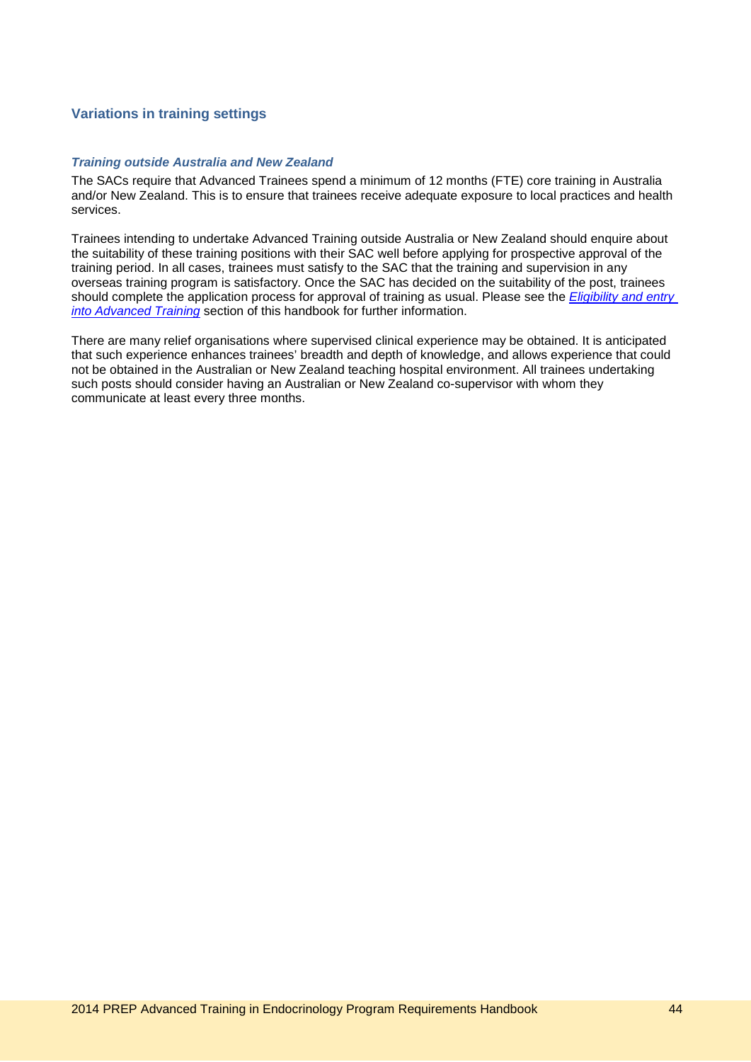## Variations in training settings

### *Training outside Australia and New Zealand*

The SACs require that Advanced Trainees spend a minimum of 12 months (FTE) core training in Australia and/or New Zealand. This is to ensure that trainees receive adequate exposure to local practices and health services.

Trainees intending to undertake Advanced Training outside Australia or New Zealand should enquire about the suitability of these training positions with their SAC well before applying for prospective approval of the training period. In all cases, trainees must satisfy to the SAC that the training and supervision in any overseas training program is satisfactory. Once the SAC has decided on the suitability of the post, trainees should complete the application process for approval of training as usual. Please see the *Eligibility and entry into Advanced Training* section of this handbook for further information.

There are many relief organisations where supervised clinical experience may be obtained. It is anticipated that such experience enhances trainees' breadth and depth of knowledge, and allows experience that could not be obtained in the Australian or New Zealand teaching hospital environment. All trainees undertaking such posts should consider having an Australian or New Zealand co-supervisor with whom they communicate at least every three months.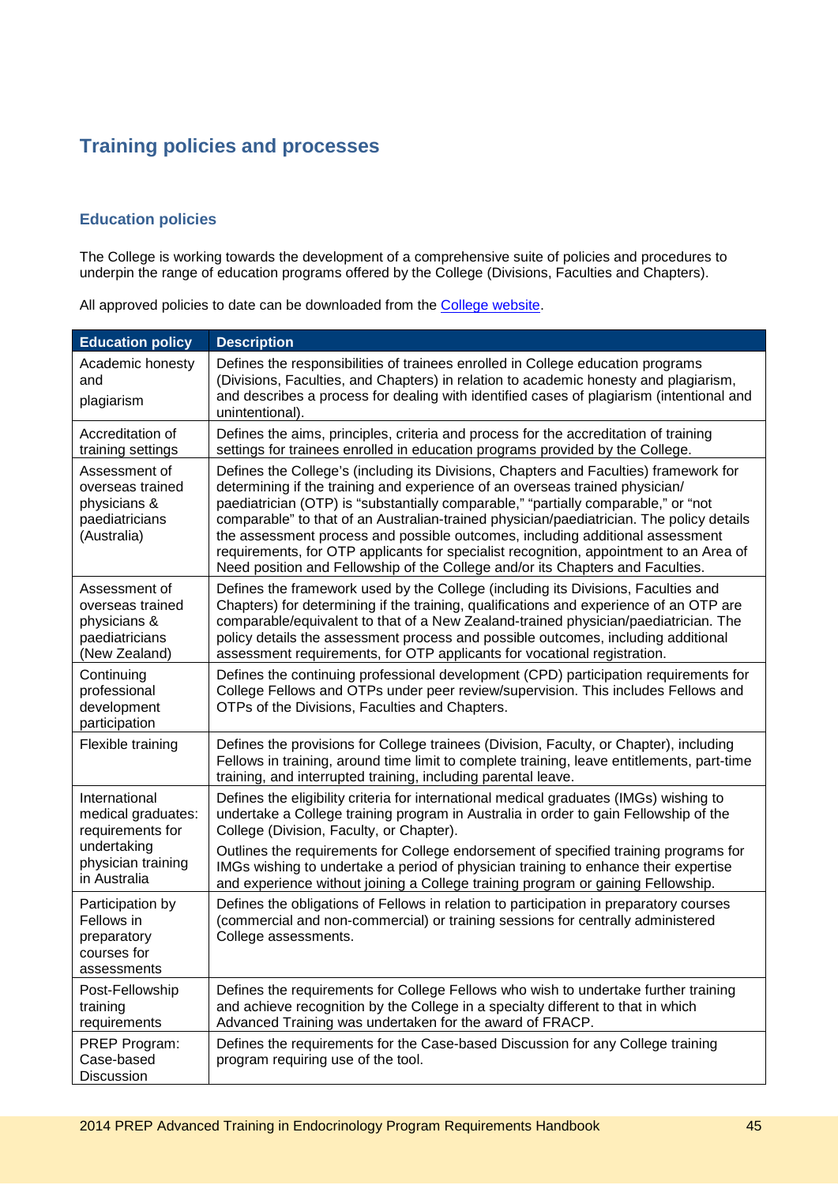## Training policies and processes

### Education policies

The College is working towards the development of a comprehensive suite of policies and procedures to underpin the range of education programs offered by the College (Divisions, Faculties and Chapters).

All approved policies to date can be downloaded from the College website.

| Education policy | Description |
|---|---|
| Academic honesty and plagiarism | Defines the responsibilities of trainees enrolled in College education programs (Divisions, Faculties, and Chapters) in relation to academic honesty and plagiarism, and describes a process for dealing with identified cases of plagiarism (intentional and unintentional). |
| Accreditation of training settings | Defines the aims, principles, criteria and process for the accreditation of training settings for trainees enrolled in education programs provided by the College. |
| Assessment of overseas trained physicians & paediatricians (Australia) | Defines the College's (including its Divisions, Chapters and Faculties) framework for determining if the training and experience of an overseas trained physician/ paediatrician (OTP) is "substantially comparable," "partially comparable," or "not comparable" to that of an Australian-trained physician/paediatrician. The policy details the assessment process and possible outcomes, including additional assessment requirements, for OTP applicants for specialist recognition, appointment to an Area of Need position and Fellowship of the College and/or its Chapters and Faculties. |
| Assessment of overseas trained physicians & paediatricians (New Zealand) | Defines the framework used by the College (including its Divisions, Faculties and Chapters) for determining if the training, qualifications and experience of an OTP are comparable/equivalent to that of a New Zealand-trained physician/paediatrician. The policy details the assessment process and possible outcomes, including additional assessment requirements, for OTP applicants for vocational registration. |
| Continuing professional development participation | Defines the continuing professional development (CPD) participation requirements for College Fellows and OTPs under peer review/supervision. This includes Fellows and OTPs of the Divisions, Faculties and Chapters. |
| Flexible training | Defines the provisions for College trainees (Division, Faculty, or Chapter), including Fellows in training, around time limit to complete training, leave entitlements, part-time training, and interrupted training, including parental leave. |
| International medical graduates: requirements for undertaking physician training in Australia | Defines the eligibility criteria for international medical graduates (IMGs) wishing to undertake a College training program in Australia in order to gain Fellowship of the College (Division, Faculty, or Chapter).<br><br>Outlines the requirements for College endorsement of specified training programs for IMGs wishing to undertake a period of physician training to enhance their expertise and experience without joining a College training program or gaining Fellowship. |
| Participation by Fellows in preparatory courses for assessments | Defines the obligations of Fellows in relation to participation in preparatory courses (commercial and non-commercial) or training sessions for centrally administered College assessments. |
| Post-Fellowship training requirements | Defines the requirements for College Fellows who wish to undertake further training and achieve recognition by the College in a specialty different to that in which Advanced Training was undertaken for the award of FRACP. |
| PREP Program: Case-based Discussion | Defines the requirements for the Case-based Discussion for any College training program requiring use of the tool. |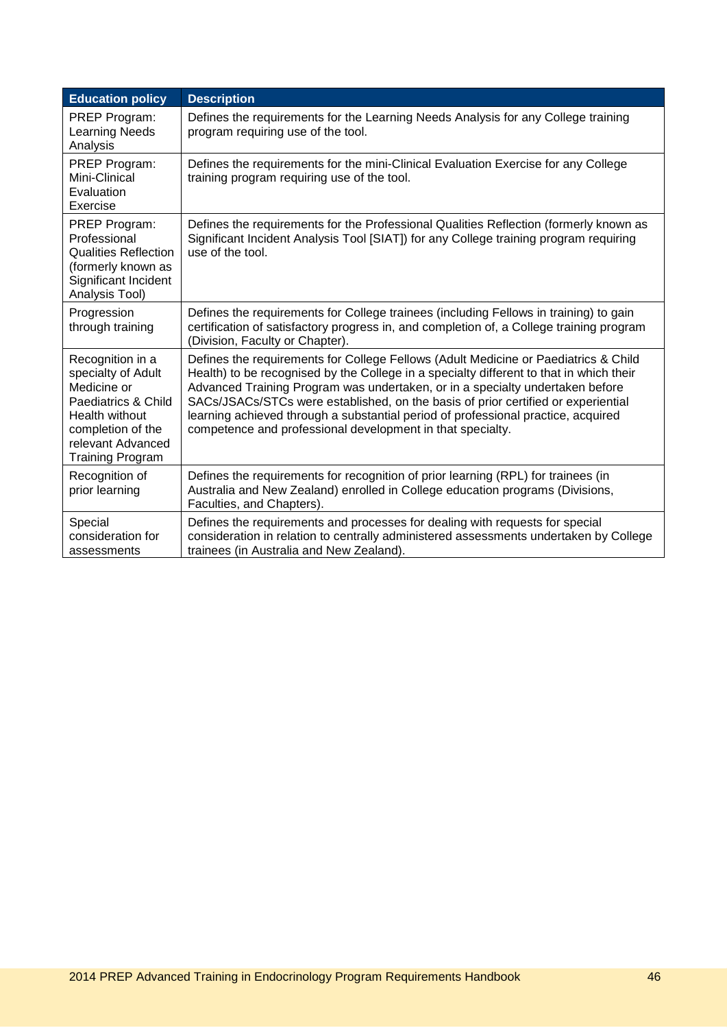| Education policy | Description |
|---|---|
| PREP Program: Learning Needs Analysis | Defines the requirements for the Learning Needs Analysis for any College training program requiring use of the tool. |
| PREP Program: Mini-Clinical Evaluation Exercise | Defines the requirements for the mini-Clinical Evaluation Exercise for any College training program requiring use of the tool. |
| PREP Program: Professional Qualities Reflection (formerly known as Significant Incident Analysis Tool) | Defines the requirements for the Professional Qualities Reflection (formerly known as Significant Incident Analysis Tool [SIAT]) for any College training program requiring use of the tool. |
| Progression through training | Defines the requirements for College trainees (including Fellows in training) to gain certification of satisfactory progress in, and completion of, a College training program (Division, Faculty or Chapter). |
| Recognition in a specialty of Adult Medicine or Paediatrics & Child Health without completion of the relevant Advanced Training Program | Defines the requirements for College Fellows (Adult Medicine or Paediatrics & Child Health) to be recognised by the College in a specialty different to that in which their Advanced Training Program was undertaken, or in a specialty undertaken before SACs/JSACs/STCs were established, on the basis of prior certified or experiential learning achieved through a substantial period of professional practice, acquired competence and professional development in that specialty. |
| Recognition of prior learning | Defines the requirements for recognition of prior learning (RPL) for trainees (in Australia and New Zealand) enrolled in College education programs (Divisions, Faculties, and Chapters). |
| Special consideration for assessments | Defines the requirements and processes for dealing with requests for special consideration in relation to centrally administered assessments undertaken by College trainees (in Australia and New Zealand). |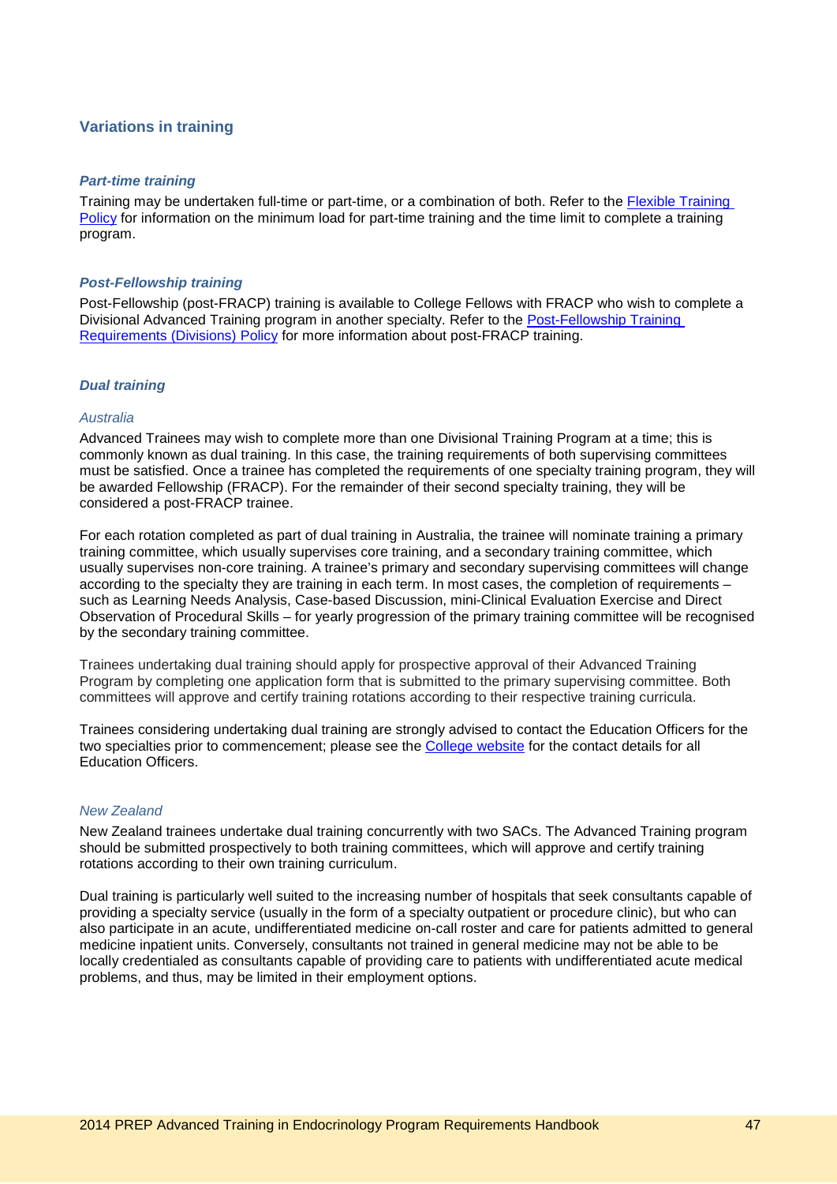## Variations in training

### *Part-time training*

Training may be undertaken full-time or part-time, or a combination of both. Refer to the [Flexible Training Policy](#) for information on the minimum load for part-time training and the time limit to complete a training program.

### *Post-Fellowship training*

Post-Fellowship (post-FRACP) training is available to College Fellows with FRACP who wish to complete a Divisional Advanced Training program in another specialty. Refer to the [Post-Fellowship Training Requirements (Divisions) Policy](#) for more information about post-FRACP training.

### *Dual training*

#### *Australia*

Advanced Trainees may wish to complete more than one Divisional Training Program at a time; this is commonly known as dual training. In this case, the training requirements of both supervising committees must be satisfied. Once a trainee has completed the requirements of one specialty training program, they will be awarded Fellowship (FRACP). For the remainder of their second specialty training, they will be considered a post-FRACP trainee.

For each rotation completed as part of dual training in Australia, the trainee will nominate training a primary training committee, which usually supervises core training, and a secondary training committee, which usually supervises non-core training. A trainee's primary and secondary supervising committees will change according to the specialty they are training in each term. In most cases, the completion of requirements – such as Learning Needs Analysis, Case-based Discussion, mini-Clinical Evaluation Exercise and Direct Observation of Procedural Skills – for yearly progression of the primary training committee will be recognised by the secondary training committee.

Trainees undertaking dual training should apply for prospective approval of their Advanced Training Program by completing one application form that is submitted to the primary supervising committee. Both committees will approve and certify training rotations according to their respective training curricula.

Trainees considering undertaking dual training are strongly advised to contact the Education Officers for the two specialties prior to commencement; please see the [College website](#) for the contact details for all Education Officers.

#### *New Zealand*

New Zealand trainees undertake dual training concurrently with two SACs. The Advanced Training program should be submitted prospectively to both training committees, which will approve and certify training rotations according to their own training curriculum.

Dual training is particularly well suited to the increasing number of hospitals that seek consultants capable of providing a specialty service (usually in the form of a specialty outpatient or procedure clinic), but who can also participate in an acute, undifferentiated medicine on-call roster and care for patients admitted to general medicine inpatient units. Conversely, consultants not trained in general medicine may not be able to be locally credentialed as consultants capable of providing care to patients with undifferentiated acute medical problems, and thus, may be limited in their employment options.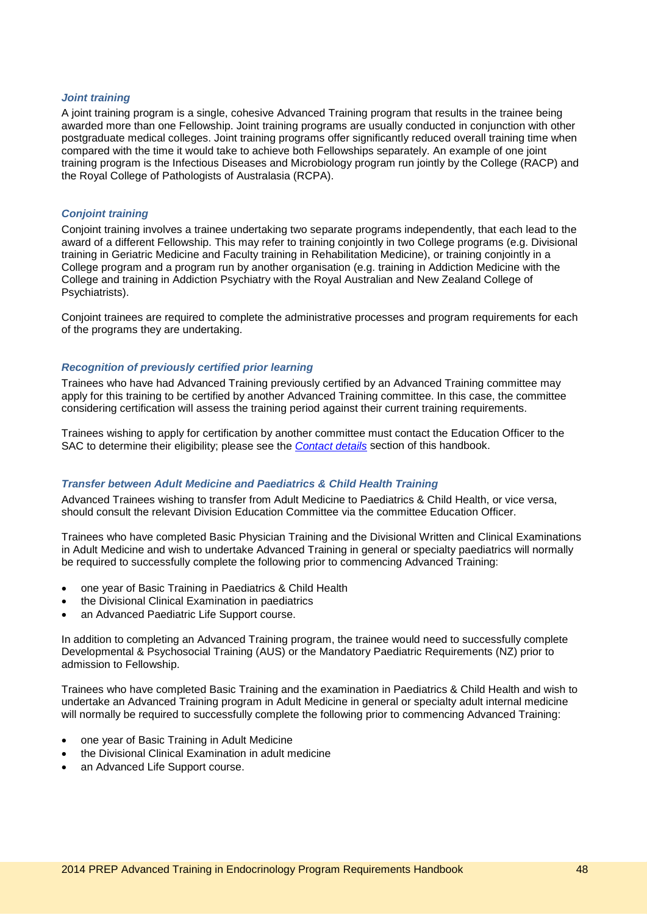### *Joint training*

A joint training program is a single, cohesive Advanced Training program that results in the trainee being awarded more than one Fellowship. Joint training programs are usually conducted in conjunction with other postgraduate medical colleges. Joint training programs offer significantly reduced overall training time when compared with the time it would take to achieve both Fellowships separately. An example of one joint training program is the Infectious Diseases and Microbiology program run jointly by the College (RACP) and the Royal College of Pathologists of Australasia (RCPA).

### *Conjoint training*

Conjoint training involves a trainee undertaking two separate programs independently, that each lead to the award of a different Fellowship. This may refer to training conjointly in two College programs (e.g. Divisional training in Geriatric Medicine and Faculty training in Rehabilitation Medicine), or training conjointly in a College program and a program run by another organisation (e.g. training in Addiction Medicine with the College and training in Addiction Psychiatry with the Royal Australian and New Zealand College of Psychiatrists).

Conjoint trainees are required to complete the administrative processes and program requirements for each of the programs they are undertaking.

### *Recognition of previously certified prior learning*

Trainees who have had Advanced Training previously certified by an Advanced Training committee may apply for this training to be certified by another Advanced Training committee. In this case, the committee considering certification will assess the training period against their current training requirements.

Trainees wishing to apply for certification by another committee must contact the Education Officer to the SAC to determine their eligibility; please see the *Contact details* section of this handbook.

### *Transfer between Adult Medicine and Paediatrics & Child Health Training*

Advanced Trainees wishing to transfer from Adult Medicine to Paediatrics & Child Health, or vice versa, should consult the relevant Division Education Committee via the committee Education Officer.

Trainees who have completed Basic Physician Training and the Divisional Written and Clinical Examinations in Adult Medicine and wish to undertake Advanced Training in general or specialty paediatrics will normally be required to successfully complete the following prior to commencing Advanced Training:

- one year of Basic Training in Paediatrics & Child Health
- the Divisional Clinical Examination in paediatrics
- an Advanced Paediatric Life Support course.

In addition to completing an Advanced Training program, the trainee would need to successfully complete Developmental & Psychosocial Training (AUS) or the Mandatory Paediatric Requirements (NZ) prior to admission to Fellowship.

Trainees who have completed Basic Training and the examination in Paediatrics & Child Health and wish to undertake an Advanced Training program in Adult Medicine in general or specialty adult internal medicine will normally be required to successfully complete the following prior to commencing Advanced Training:

- one year of Basic Training in Adult Medicine
- the Divisional Clinical Examination in adult medicine
- an Advanced Life Support course.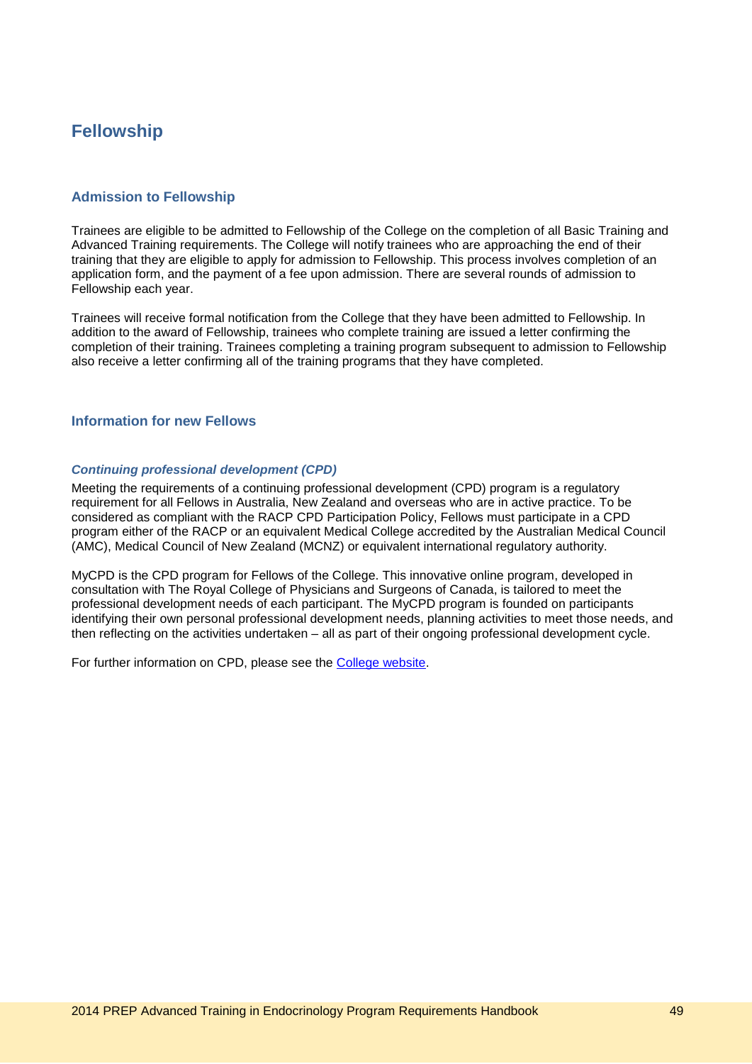# Fellowship

## Admission to Fellowship

Trainees are eligible to be admitted to Fellowship of the College on the completion of all Basic Training and Advanced Training requirements. The College will notify trainees who are approaching the end of their training that they are eligible to apply for admission to Fellowship. This process involves completion of an application form, and the payment of a fee upon admission. There are several rounds of admission to Fellowship each year.

Trainees will receive formal notification from the College that they have been admitted to Fellowship. In addition to the award of Fellowship, trainees who complete training are issued a letter confirming the completion of their training. Trainees completing a training program subsequent to admission to Fellowship also receive a letter confirming all of the training programs that they have completed.

## Information for new Fellows

### *Continuing professional development (CPD)*

Meeting the requirements of a continuing professional development (CPD) program is a regulatory requirement for all Fellows in Australia, New Zealand and overseas who are in active practice. To be considered as compliant with the RACP CPD Participation Policy, Fellows must participate in a CPD program either of the RACP or an equivalent Medical College accredited by the Australian Medical Council (AMC), Medical Council of New Zealand (MCNZ) or equivalent international regulatory authority.

MyCPD is the CPD program for Fellows of the College. This innovative online program, developed in consultation with The Royal College of Physicians and Surgeons of Canada, is tailored to meet the professional development needs of each participant. The MyCPD program is founded on participants identifying their own personal professional development needs, planning activities to meet those needs, and then reflecting on the activities undertaken – all as part of their ongoing professional development cycle.

For further information on CPD, please see the College website.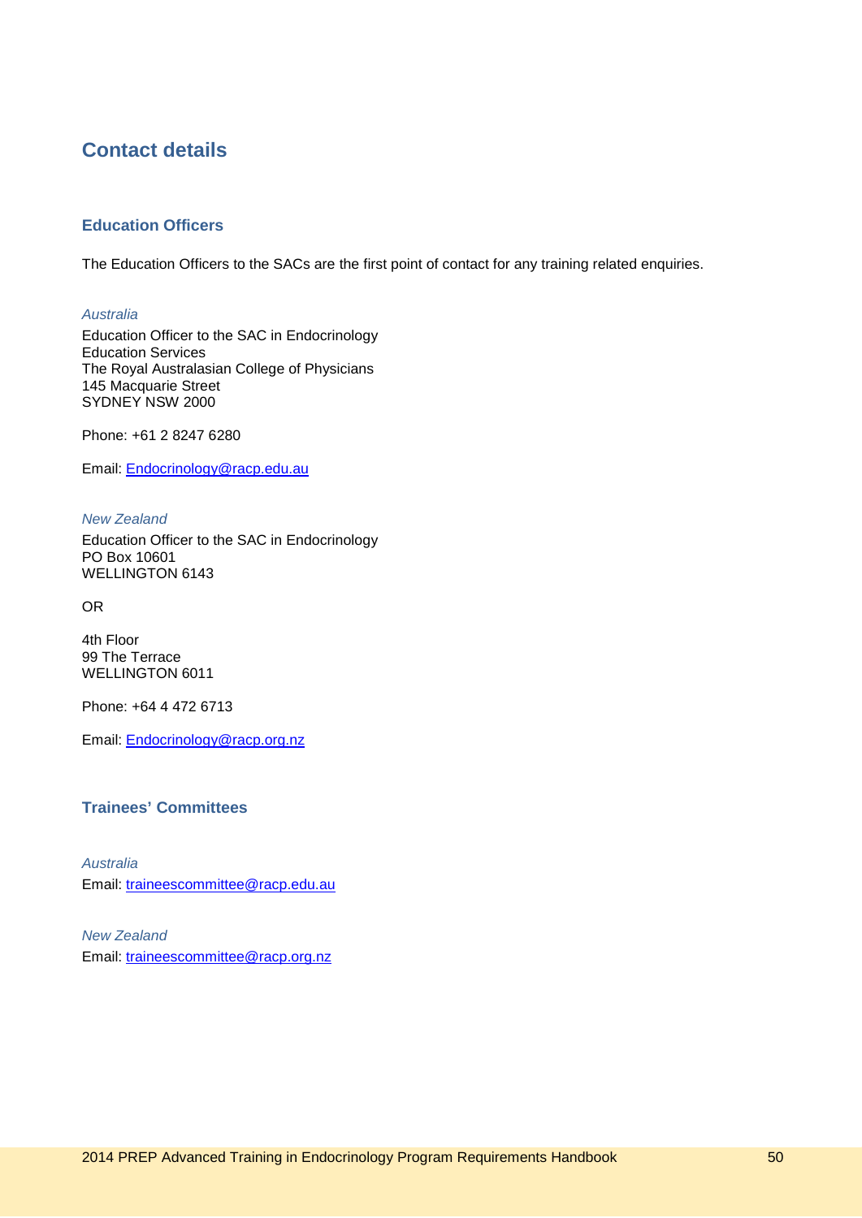## Contact details

### Education Officers

The Education Officers to the SACs are the first point of contact for any training related enquiries.

*Australia*

Education Officer to the SAC in Endocrinology
Education Services
The Royal Australasian College of Physicians
145 Macquarie Street
SYDNEY NSW 2000

Phone: +61 2 8247 6280

Email: Endocrinology@racp.edu.au

*New Zealand*

Education Officer to the SAC in Endocrinology
PO Box 10601
WELLINGTON 6143

OR

4th Floor
99 The Terrace
WELLINGTON 6011

Phone: +64 4 472 6713

Email: Endocrinology@racp.org.nz

### Trainees' Committees

*Australia*

Email: traineescommittee@racp.edu.au

*New Zealand*

Email: traineescommittee@racp.org.nz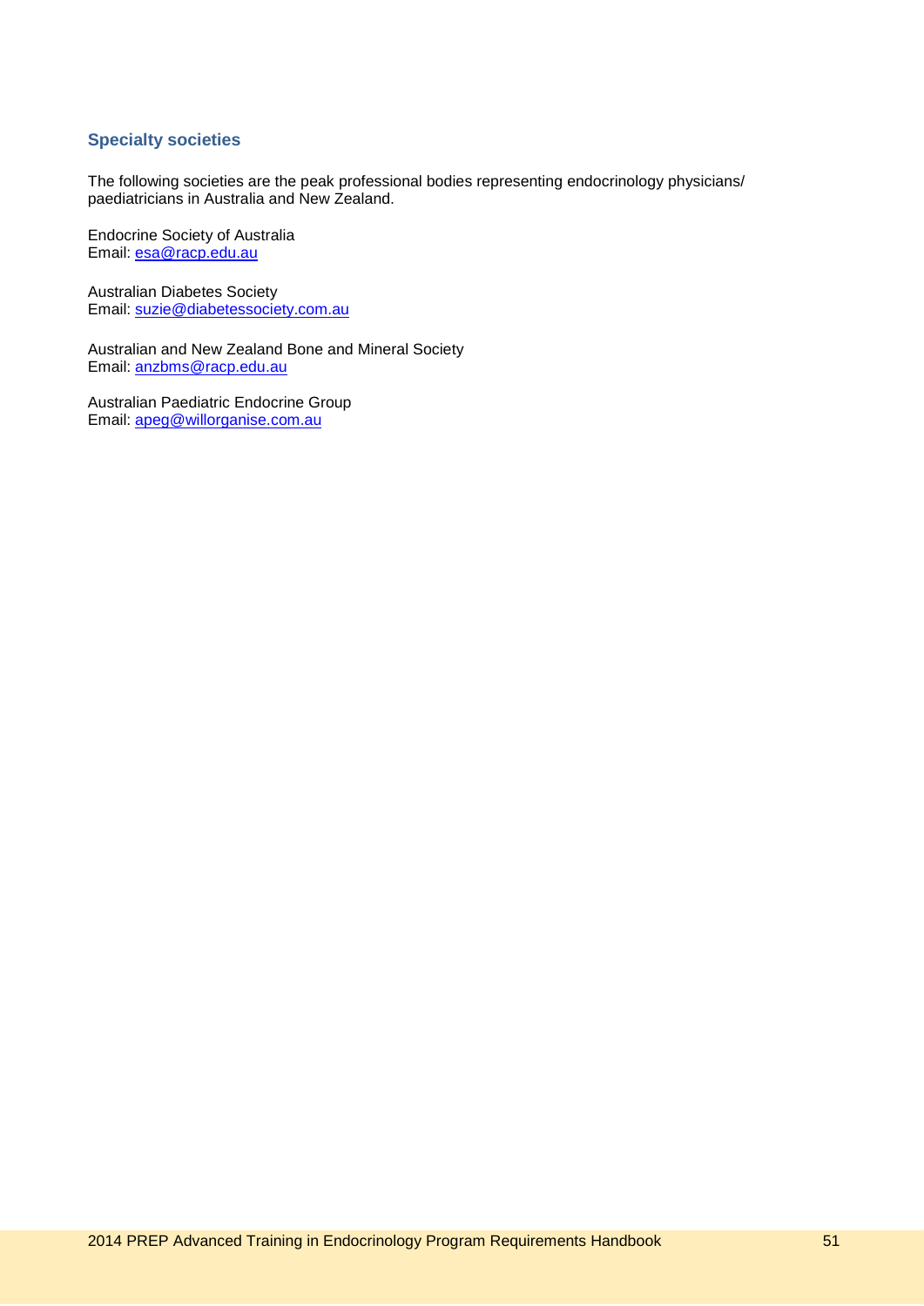### Specialty societies

The following societies are the peak professional bodies representing endocrinology physicians/ paediatricians in Australia and New Zealand.

Endocrine Society of Australia
Email: esa@racp.edu.au

Australian Diabetes Society
Email: suzie@diabetessociety.com.au

Australian and New Zealand Bone and Mineral Society
Email: anzbms@racp.edu.au

Australian Paediatric Endocrine Group
Email: apeg@willorganise.com.au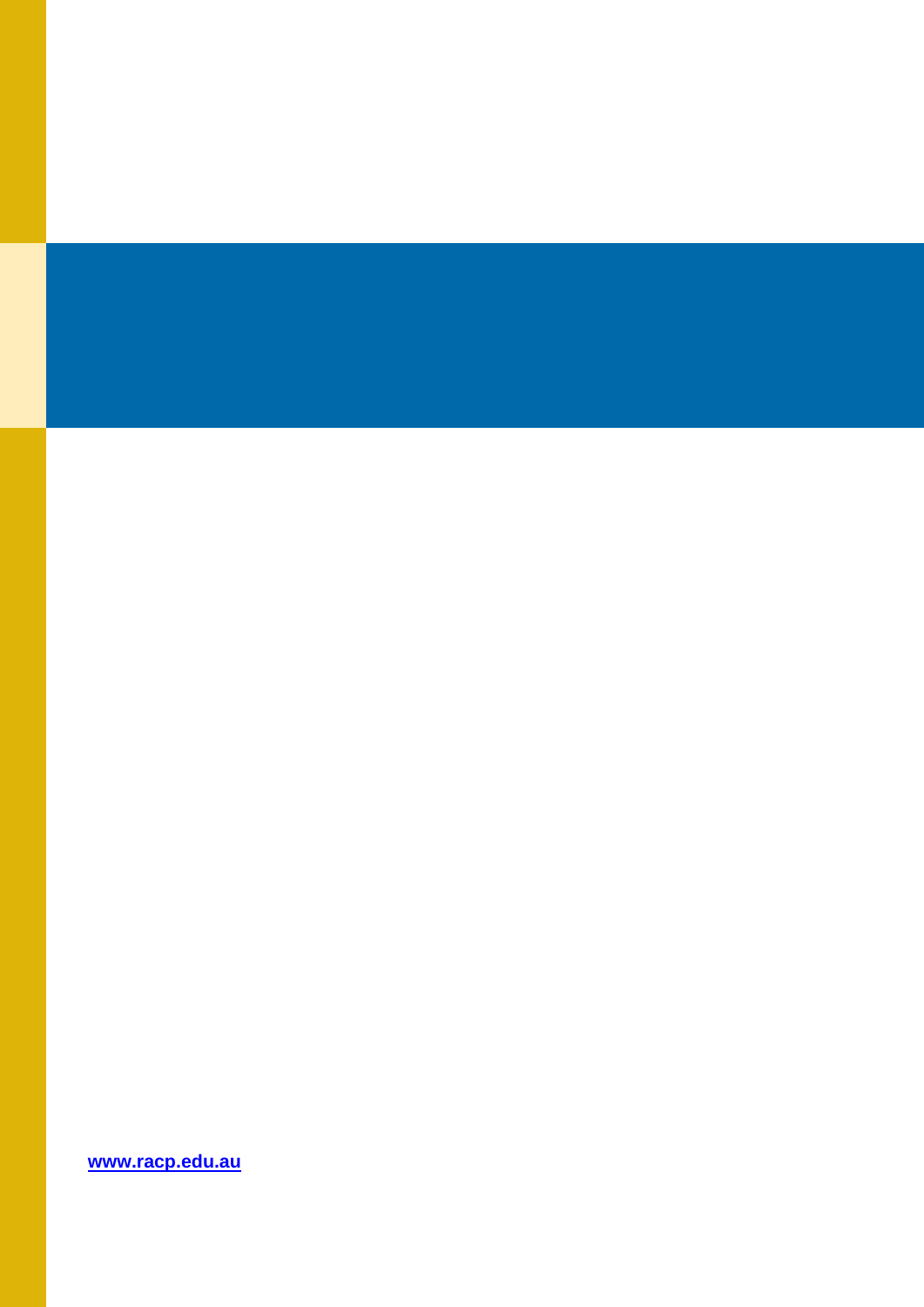[www.racp.edu.au](http://www.racp.edu.au)